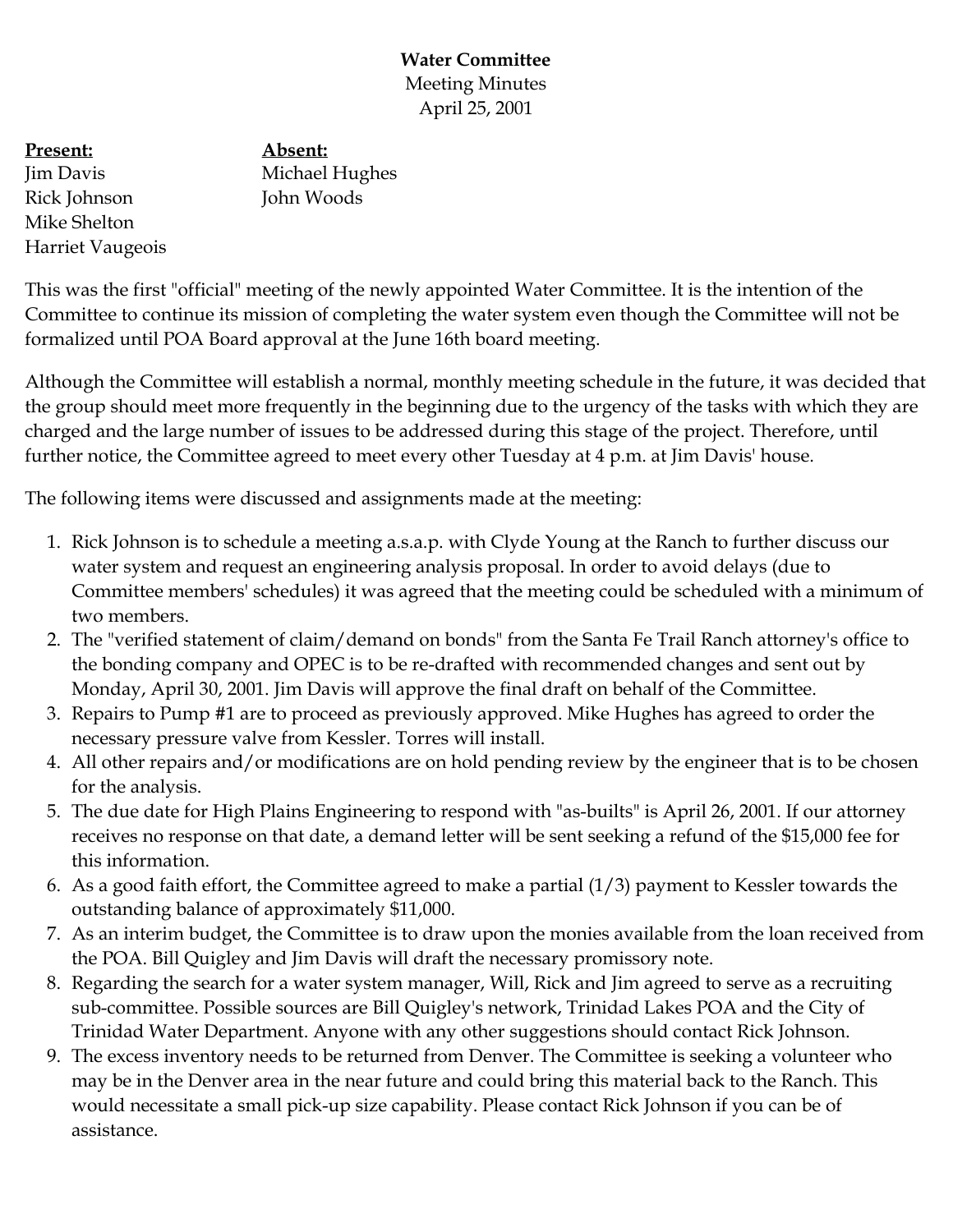**Water Committee**
Meeting Minutes
April 25, 2001

| **Present:** | **Absent:** |
|---|---|
| Jim Davis | Michael Hughes |
| Rick Johnson | John Woods |
| Mike Shelton | |
| Harriet Vaugeois | |

This was the first "official" meeting of the newly appointed Water Committee. It is the intention of the Committee to continue its mission of completing the water system even though the Committee will not be formalized until POA Board approval at the June 16th board meeting.

Although the Committee will establish a normal, monthly meeting schedule in the future, it was decided that the group should meet more frequently in the beginning due to the urgency of the tasks with which they are charged and the large number of issues to be addressed during this stage of the project. Therefore, until further notice, the Committee agreed to meet every other Tuesday at 4 p.m. at Jim Davis' house.

The following items were discussed and assignments made at the meeting:

1. Rick Johnson is to schedule a meeting a.s.a.p. with Clyde Young at the Ranch to further discuss our water system and request an engineering analysis proposal. In order to avoid delays (due to Committee members' schedules) it was agreed that the meeting could be scheduled with a minimum of two members.
2. The "verified statement of claim/demand on bonds" from the Santa Fe Trail Ranch attorney's office to the bonding company and OPEC is to be re-drafted with recommended changes and sent out by Monday, April 30, 2001. Jim Davis will approve the final draft on behalf of the Committee.
3. Repairs to Pump #1 are to proceed as previously approved. Mike Hughes has agreed to order the necessary pressure valve from Kessler. Torres will install.
4. All other repairs and/or modifications are on hold pending review by the engineer that is to be chosen for the analysis.
5. The due date for High Plains Engineering to respond with "as-builts" is April 26, 2001. If our attorney receives no response on that date, a demand letter will be sent seeking a refund of the $15,000 fee for this information.
6. As a good faith effort, the Committee agreed to make a partial (1/3) payment to Kessler towards the outstanding balance of approximately $11,000.
7. As an interim budget, the Committee is to draw upon the monies available from the loan received from the POA. Bill Quigley and Jim Davis will draft the necessary promissory note.
8. Regarding the search for a water system manager, Will, Rick and Jim agreed to serve as a recruiting sub-committee. Possible sources are Bill Quigley's network, Trinidad Lakes POA and the City of Trinidad Water Department. Anyone with any other suggestions should contact Rick Johnson.
9. The excess inventory needs to be returned from Denver. The Committee is seeking a volunteer who may be in the Denver area in the near future and could bring this material back to the Ranch. This would necessitate a small pick-up size capability. Please contact Rick Johnson if you can be of assistance.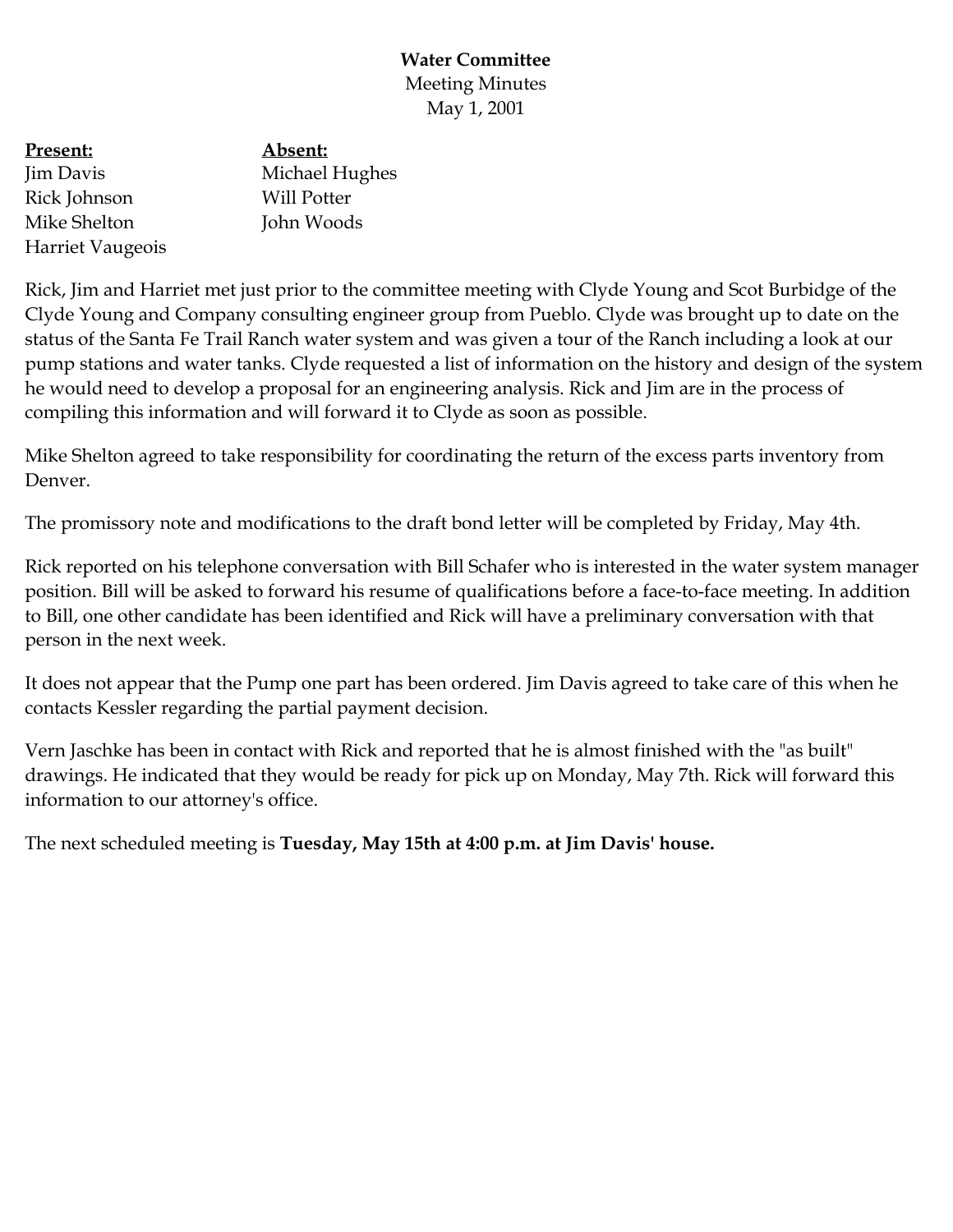**Water Committee**
Meeting Minutes
May 1, 2001

| **Present:** | **Absent:** |
|---|---|
| Jim Davis | Michael Hughes |
| Rick Johnson | Will Potter |
| Mike Shelton | John Woods |
| Harriet Vaugeois | |

Rick, Jim and Harriet met just prior to the committee meeting with Clyde Young and Scot Burbidge of the Clyde Young and Company consulting engineer group from Pueblo. Clyde was brought up to date on the status of the Santa Fe Trail Ranch water system and was given a tour of the Ranch including a look at our pump stations and water tanks. Clyde requested a list of information on the history and design of the system he would need to develop a proposal for an engineering analysis. Rick and Jim are in the process of compiling this information and will forward it to Clyde as soon as possible.

Mike Shelton agreed to take responsibility for coordinating the return of the excess parts inventory from Denver.

The promissory note and modifications to the draft bond letter will be completed by Friday, May 4th.

Rick reported on his telephone conversation with Bill Schafer who is interested in the water system manager position. Bill will be asked to forward his resume of qualifications before a face-to-face meeting. In addition to Bill, one other candidate has been identified and Rick will have a preliminary conversation with that person in the next week.

It does not appear that the Pump one part has been ordered. Jim Davis agreed to take care of this when he contacts Kessler regarding the partial payment decision.

Vern Jaschke has been in contact with Rick and reported that he is almost finished with the "as built" drawings. He indicated that they would be ready for pick up on Monday, May 7th. Rick will forward this information to our attorney's office.

The next scheduled meeting is **Tuesday, May 15th at 4:00 p.m. at Jim Davis' house.**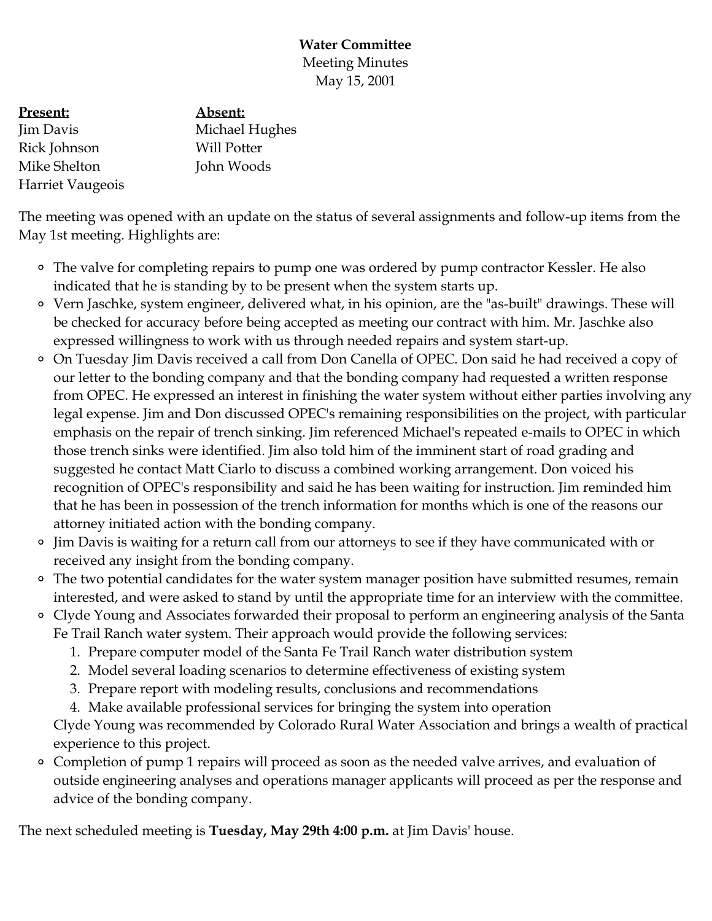**Water Committee**
Meeting Minutes
May 15, 2001

| **Present:** | **Absent:** |
|---|---|
| Jim Davis | Michael Hughes |
| Rick Johnson | Will Potter |
| Mike Shelton | John Woods |
| Harriet Vaugeois | |

The meeting was opened with an update on the status of several assignments and follow-up items from the May 1st meeting. Highlights are:

- The valve for completing repairs to pump one was ordered by pump contractor Kessler. He also indicated that he is standing by to be present when the system starts up.
- Vern Jaschke, system engineer, delivered what, in his opinion, are the "as-built" drawings. These will be checked for accuracy before being accepted as meeting our contract with him. Mr. Jaschke also expressed willingness to work with us through needed repairs and system start-up.
- On Tuesday Jim Davis received a call from Don Canella of OPEC. Don said he had received a copy of our letter to the bonding company and that the bonding company had requested a written response from OPEC. He expressed an interest in finishing the water system without either parties involving any legal expense. Jim and Don discussed OPEC's remaining responsibilities on the project, with particular emphasis on the repair of trench sinking. Jim referenced Michael's repeated e-mails to OPEC in which those trench sinks were identified. Jim also told him of the imminent start of road grading and suggested he contact Matt Ciarlo to discuss a combined working arrangement. Don voiced his recognition of OPEC's responsibility and said he has been waiting for instruction. Jim reminded him that he has been in possession of the trench information for months which is one of the reasons our attorney initiated action with the bonding company.
- Jim Davis is waiting for a return call from our attorneys to see if they have communicated with or received any insight from the bonding company.
- The two potential candidates for the water system manager position have submitted resumes, remain interested, and were asked to stand by until the appropriate time for an interview with the committee.
- Clyde Young and Associates forwarded their proposal to perform an engineering analysis of the Santa Fe Trail Ranch water system. Their approach would provide the following services:
  1. Prepare computer model of the Santa Fe Trail Ranch water distribution system
  2. Model several loading scenarios to determine effectiveness of existing system
  3. Prepare report with modeling results, conclusions and recommendations
  4. Make available professional services for bringing the system into operation

  Clyde Young was recommended by Colorado Rural Water Association and brings a wealth of practical experience to this project.
- Completion of pump 1 repairs will proceed as soon as the needed valve arrives, and evaluation of outside engineering analyses and operations manager applicants will proceed as per the response and advice of the bonding company.

The next scheduled meeting is **Tuesday, May 29th 4:00 p.m.** at Jim Davis' house.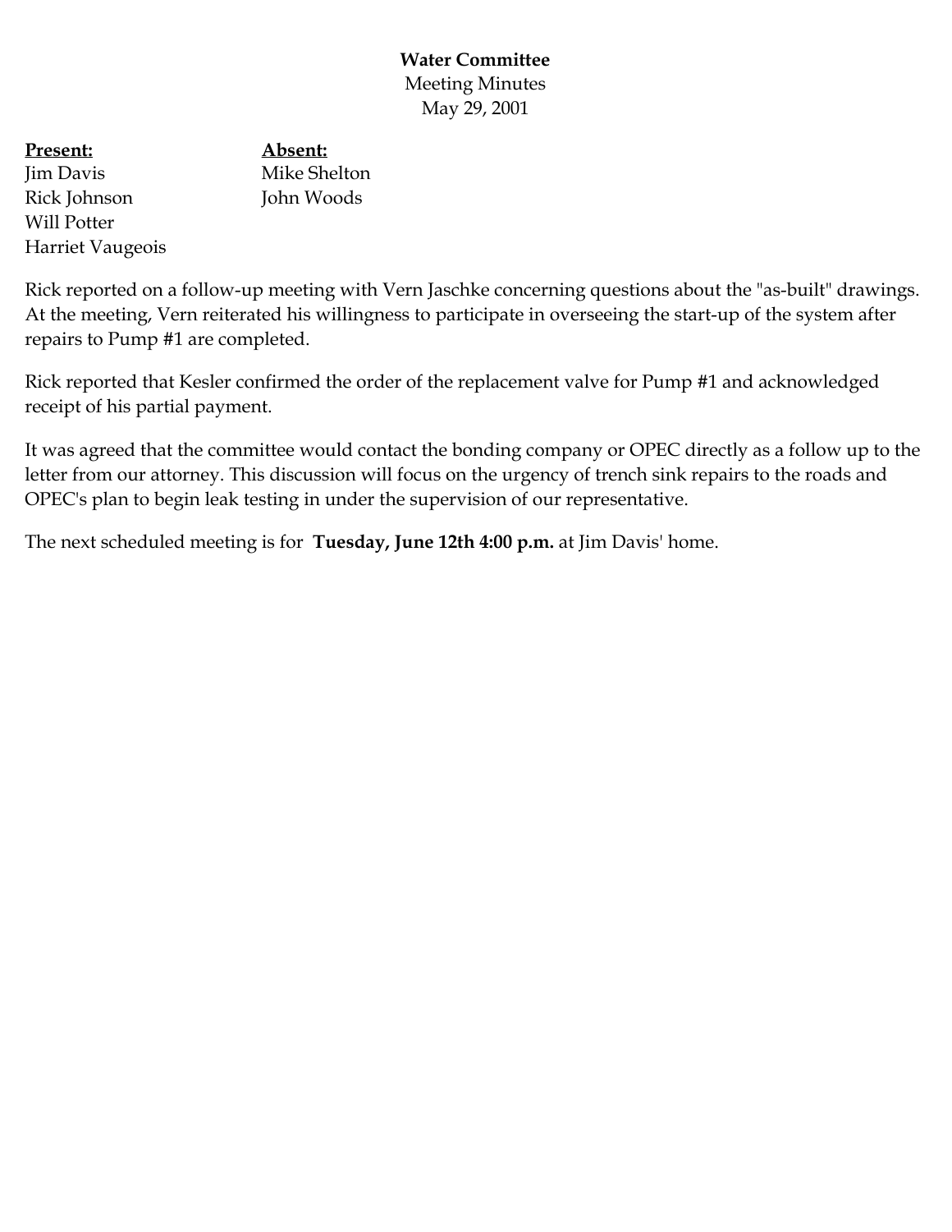**Water Committee**
Meeting Minutes
May 29, 2001

| **Present:** | **Absent:** |
|---|---|
| Jim Davis | Mike Shelton |
| Rick Johnson | John Woods |
| Will Potter | |
| Harriet Vaugeois | |

Rick reported on a follow-up meeting with Vern Jaschke concerning questions about the "as-built" drawings. At the meeting, Vern reiterated his willingness to participate in overseeing the start-up of the system after repairs to Pump #1 are completed.

Rick reported that Kesler confirmed the order of the replacement valve for Pump #1 and acknowledged receipt of his partial payment.

It was agreed that the committee would contact the bonding company or OPEC directly as a follow up to the letter from our attorney. This discussion will focus on the urgency of trench sink repairs to the roads and OPEC's plan to begin leak testing in under the supervision of our representative.

The next scheduled meeting is for **Tuesday, June 12th 4:00 p.m.** at Jim Davis' home.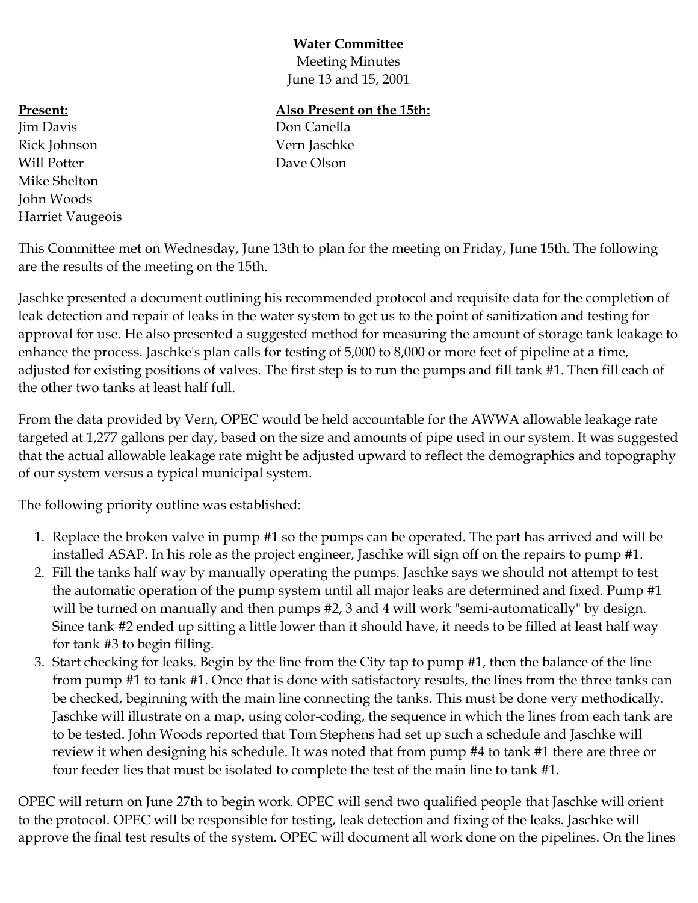**Water Committee**

Meeting Minutes

June 13 and 15, 2001

**Present:**

Jim Davis
Rick Johnson
Will Potter
Mike Shelton
John Woods
Harriet Vaugeois

**Also Present on the 15th:**

Don Canella
Vern Jaschke
Dave Olson

This Committee met on Wednesday, June 13th to plan for the meeting on Friday, June 15th. The following are the results of the meeting on the 15th.

Jaschke presented a document outlining his recommended protocol and requisite data for the completion of leak detection and repair of leaks in the water system to get us to the point of sanitization and testing for approval for use. He also presented a suggested method for measuring the amount of storage tank leakage to enhance the process. Jaschke's plan calls for testing of 5,000 to 8,000 or more feet of pipeline at a time, adjusted for existing positions of valves. The first step is to run the pumps and fill tank #1. Then fill each of the other two tanks at least half full.

From the data provided by Vern, OPEC would be held accountable for the AWWA allowable leakage rate targeted at 1,277 gallons per day, based on the size and amounts of pipe used in our system. It was suggested that the actual allowable leakage rate might be adjusted upward to reflect the demographics and topography of our system versus a typical municipal system.

The following priority outline was established:

1. Replace the broken valve in pump #1 so the pumps can be operated. The part has arrived and will be installed ASAP. In his role as the project engineer, Jaschke will sign off on the repairs to pump #1.
2. Fill the tanks half way by manually operating the pumps. Jaschke says we should not attempt to test the automatic operation of the pump system until all major leaks are determined and fixed. Pump #1 will be turned on manually and then pumps #2, 3 and 4 will work "semi-automatically" by design. Since tank #2 ended up sitting a little lower than it should have, it needs to be filled at least half way for tank #3 to begin filling.
3. Start checking for leaks. Begin by the line from the City tap to pump #1, then the balance of the line from pump #1 to tank #1. Once that is done with satisfactory results, the lines from the three tanks can be checked, beginning with the main line connecting the tanks. This must be done very methodically. Jaschke will illustrate on a map, using color-coding, the sequence in which the lines from each tank are to be tested. John Woods reported that Tom Stephens had set up such a schedule and Jaschke will review it when designing his schedule. It was noted that from pump #4 to tank #1 there are three or four feeder lies that must be isolated to complete the test of the main line to tank #1.

OPEC will return on June 27th to begin work. OPEC will send two qualified people that Jaschke will orient to the protocol. OPEC will be responsible for testing, leak detection and fixing of the leaks. Jaschke will approve the final test results of the system. OPEC will document all work done on the pipelines. On the lines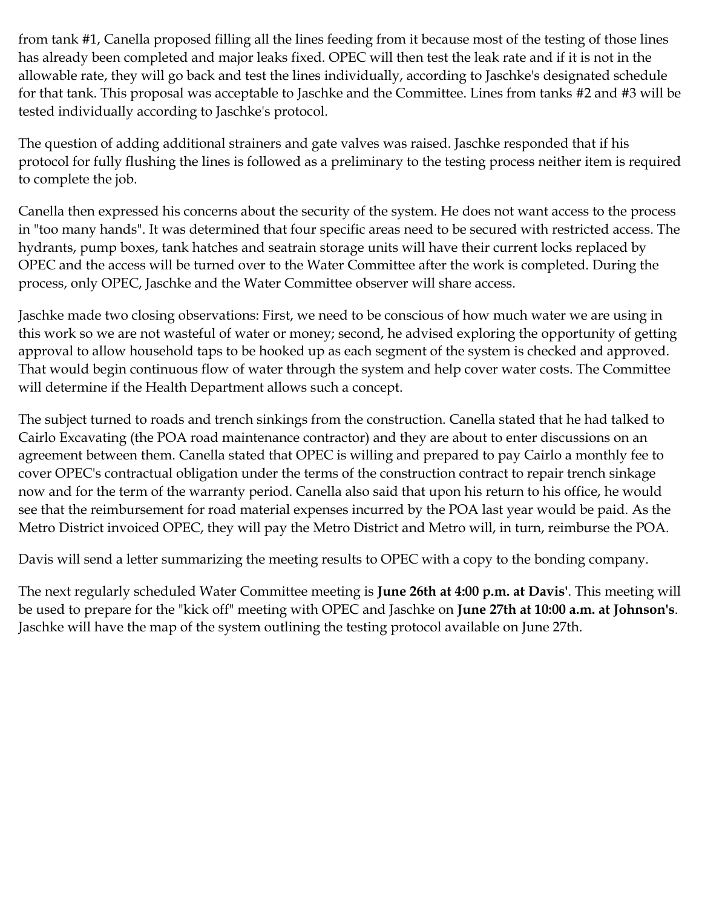from tank #1, Canella proposed filling all the lines feeding from it because most of the testing of those lines has already been completed and major leaks fixed. OPEC will then test the leak rate and if it is not in the allowable rate, they will go back and test the lines individually, according to Jaschke's designated schedule for that tank. This proposal was acceptable to Jaschke and the Committee. Lines from tanks #2 and #3 will be tested individually according to Jaschke's protocol.

The question of adding additional strainers and gate valves was raised. Jaschke responded that if his protocol for fully flushing the lines is followed as a preliminary to the testing process neither item is required to complete the job.

Canella then expressed his concerns about the security of the system. He does not want access to the process in "too many hands". It was determined that four specific areas need to be secured with restricted access. The hydrants, pump boxes, tank hatches and seatrain storage units will have their current locks replaced by OPEC and the access will be turned over to the Water Committee after the work is completed. During the process, only OPEC, Jaschke and the Water Committee observer will share access.

Jaschke made two closing observations: First, we need to be conscious of how much water we are using in this work so we are not wasteful of water or money; second, he advised exploring the opportunity of getting approval to allow household taps to be hooked up as each segment of the system is checked and approved. That would begin continuous flow of water through the system and help cover water costs. The Committee will determine if the Health Department allows such a concept.

The subject turned to roads and trench sinkings from the construction. Canella stated that he had talked to Cairlo Excavating (the POA road maintenance contractor) and they are about to enter discussions on an agreement between them. Canella stated that OPEC is willing and prepared to pay Cairlo a monthly fee to cover OPEC's contractual obligation under the terms of the construction contract to repair trench sinkage now and for the term of the warranty period. Canella also said that upon his return to his office, he would see that the reimbursement for road material expenses incurred by the POA last year would be paid. As the Metro District invoiced OPEC, they will pay the Metro District and Metro will, in turn, reimburse the POA.

Davis will send a letter summarizing the meeting results to OPEC with a copy to the bonding company.

The next regularly scheduled Water Committee meeting is **June 26th at 4:00 p.m. at Davis'**. This meeting will be used to prepare for the "kick off" meeting with OPEC and Jaschke on **June 27th at 10:00 a.m. at Johnson's**. Jaschke will have the map of the system outlining the testing protocol available on June 27th.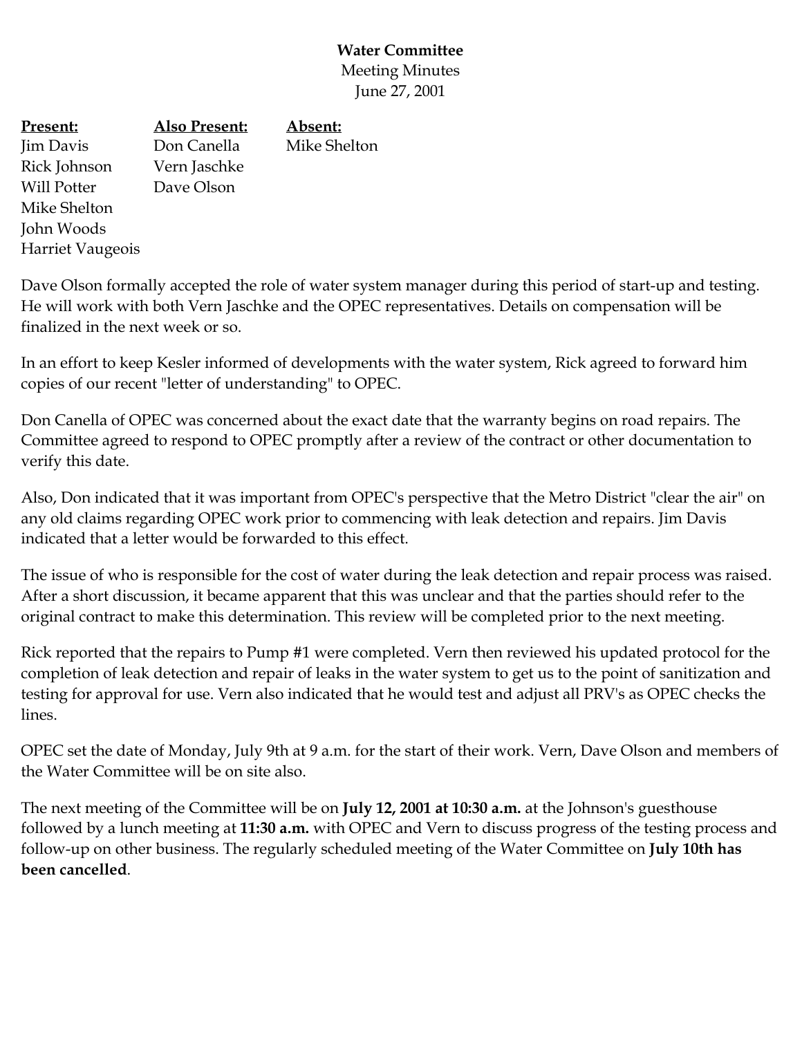**Water Committee**
Meeting Minutes
June 27, 2001

| **Present:** | **Also Present:** | **Absent:** |
|---|---|---|
| Jim Davis | Don Canella | Mike Shelton |
| Rick Johnson | Vern Jaschke | |
| Will Potter | Dave Olson | |
| Mike Shelton | | |
| John Woods | | |
| Harriet Vaugeois | | |

Dave Olson formally accepted the role of water system manager during this period of start-up and testing. He will work with both Vern Jaschke and the OPEC representatives. Details on compensation will be finalized in the next week or so.

In an effort to keep Kesler informed of developments with the water system, Rick agreed to forward him copies of our recent "letter of understanding" to OPEC.

Don Canella of OPEC was concerned about the exact date that the warranty begins on road repairs. The Committee agreed to respond to OPEC promptly after a review of the contract or other documentation to verify this date.

Also, Don indicated that it was important from OPEC's perspective that the Metro District "clear the air" on any old claims regarding OPEC work prior to commencing with leak detection and repairs. Jim Davis indicated that a letter would be forwarded to this effect.

The issue of who is responsible for the cost of water during the leak detection and repair process was raised. After a short discussion, it became apparent that this was unclear and that the parties should refer to the original contract to make this determination. This review will be completed prior to the next meeting.

Rick reported that the repairs to Pump #1 were completed. Vern then reviewed his updated protocol for the completion of leak detection and repair of leaks in the water system to get us to the point of sanitization and testing for approval for use. Vern also indicated that he would test and adjust all PRV's as OPEC checks the lines.

OPEC set the date of Monday, July 9th at 9 a.m. for the start of their work. Vern, Dave Olson and members of the Water Committee will be on site also.

The next meeting of the Committee will be on **July 12, 2001 at 10:30 a.m.** at the Johnson's guesthouse followed by a lunch meeting at **11:30 a.m.** with OPEC and Vern to discuss progress of the testing process and follow-up on other business. The regularly scheduled meeting of the Water Committee on **July 10th has been cancelled**.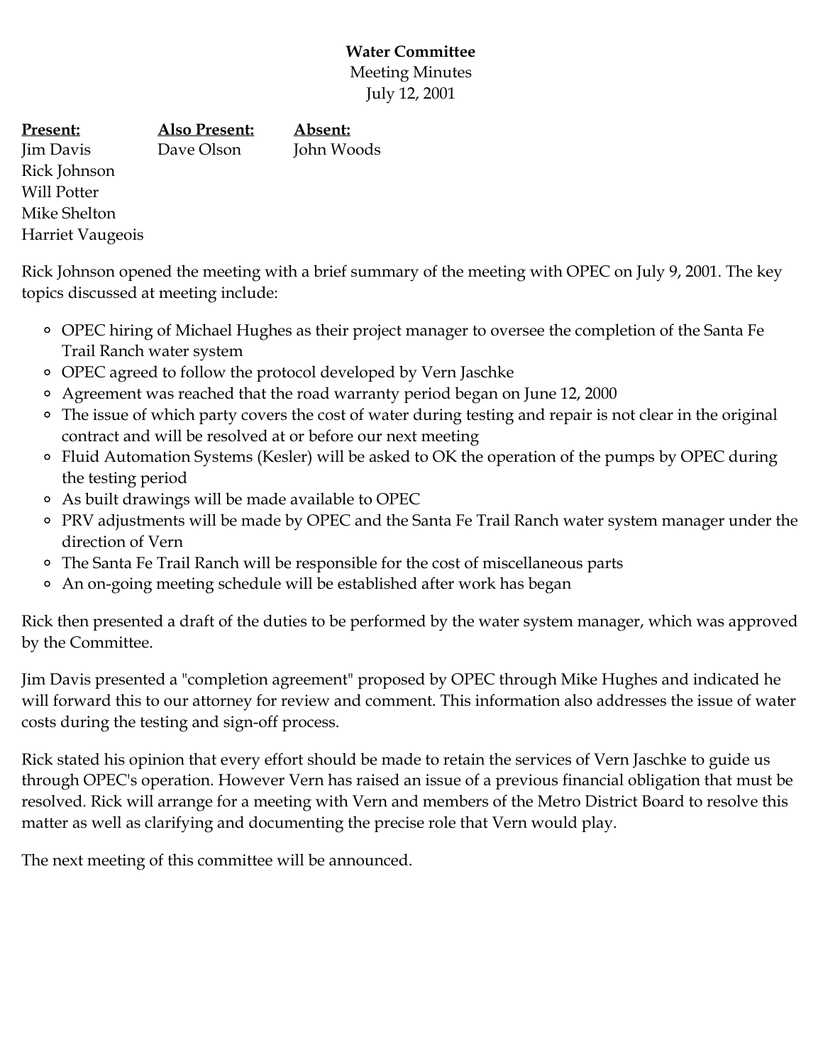**Water Committee**
Meeting Minutes
July 12, 2001

| **Present:** | **Also Present:** | **Absent:** |
|---|---|---|
| Jim Davis | Dave Olson | John Woods |
| Rick Johnson | | |
| Will Potter | | |
| Mike Shelton | | |
| Harriet Vaugeois | | |

Rick Johnson opened the meeting with a brief summary of the meeting with OPEC on July 9, 2001. The key topics discussed at meeting include:

- OPEC hiring of Michael Hughes as their project manager to oversee the completion of the Santa Fe Trail Ranch water system
- OPEC agreed to follow the protocol developed by Vern Jaschke
- Agreement was reached that the road warranty period began on June 12, 2000
- The issue of which party covers the cost of water during testing and repair is not clear in the original contract and will be resolved at or before our next meeting
- Fluid Automation Systems (Kesler) will be asked to OK the operation of the pumps by OPEC during the testing period
- As built drawings will be made available to OPEC
- PRV adjustments will be made by OPEC and the Santa Fe Trail Ranch water system manager under the direction of Vern
- The Santa Fe Trail Ranch will be responsible for the cost of miscellaneous parts
- An on-going meeting schedule will be established after work has began

Rick then presented a draft of the duties to be performed by the water system manager, which was approved by the Committee.

Jim Davis presented a "completion agreement" proposed by OPEC through Mike Hughes and indicated he will forward this to our attorney for review and comment. This information also addresses the issue of water costs during the testing and sign-off process.

Rick stated his opinion that every effort should be made to retain the services of Vern Jaschke to guide us through OPEC's operation. However Vern has raised an issue of a previous financial obligation that must be resolved. Rick will arrange for a meeting with Vern and members of the Metro District Board to resolve this matter as well as clarifying and documenting the precise role that Vern would play.

The next meeting of this committee will be announced.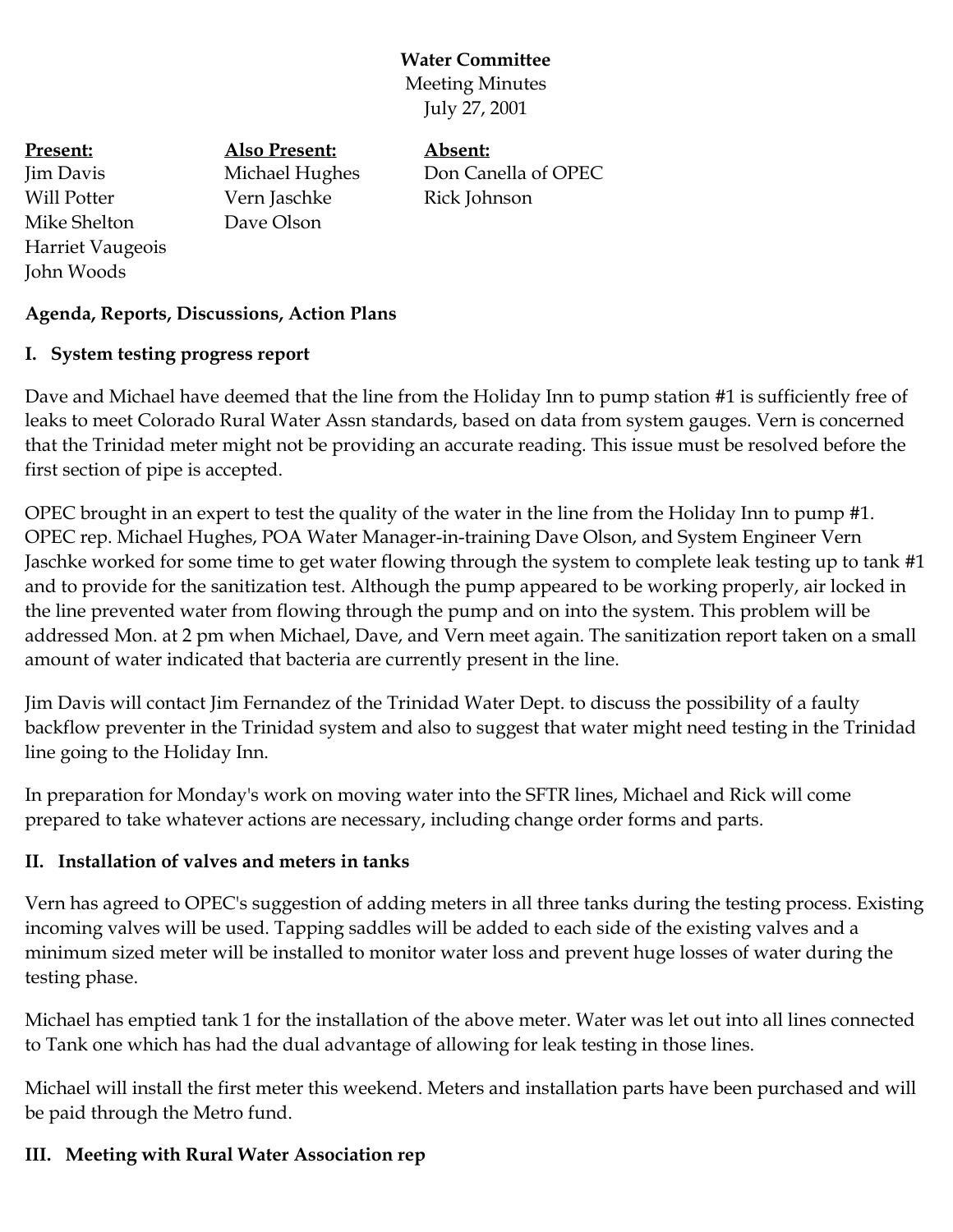**Water Committee**
Meeting Minutes
July 27, 2001

| **Present:** | **Also Present:** | **Absent:** |
|---|---|---|
| Jim Davis | Michael Hughes | Don Canella of OPEC |
| Will Potter | Vern Jaschke | Rick Johnson |
| Mike Shelton | Dave Olson | |
| Harriet Vaugeois | | |
| John Woods | | |

**Agenda, Reports, Discussions, Action Plans**

## I. System testing progress report

Dave and Michael have deemed that the line from the Holiday Inn to pump station #1 is sufficiently free of leaks to meet Colorado Rural Water Assn standards, based on data from system gauges. Vern is concerned that the Trinidad meter might not be providing an accurate reading. This issue must be resolved before the first section of pipe is accepted.

OPEC brought in an expert to test the quality of the water in the line from the Holiday Inn to pump #1. OPEC rep. Michael Hughes, POA Water Manager-in-training Dave Olson, and System Engineer Vern Jaschke worked for some time to get water flowing through the system to complete leak testing up to tank #1 and to provide for the sanitization test. Although the pump appeared to be working properly, air locked in the line prevented water from flowing through the pump and on into the system. This problem will be addressed Mon. at 2 pm when Michael, Dave, and Vern meet again. The sanitization report taken on a small amount of water indicated that bacteria are currently present in the line.

Jim Davis will contact Jim Fernandez of the Trinidad Water Dept. to discuss the possibility of a faulty backflow preventer in the Trinidad system and also to suggest that water might need testing in the Trinidad line going to the Holiday Inn.

In preparation for Monday's work on moving water into the SFTR lines, Michael and Rick will come prepared to take whatever actions are necessary, including change order forms and parts.

## II. Installation of valves and meters in tanks

Vern has agreed to OPEC's suggestion of adding meters in all three tanks during the testing process. Existing incoming valves will be used. Tapping saddles will be added to each side of the existing valves and a minimum sized meter will be installed to monitor water loss and prevent huge losses of water during the testing phase.

Michael has emptied tank 1 for the installation of the above meter. Water was let out into all lines connected to Tank one which has had the dual advantage of allowing for leak testing in those lines.

Michael will install the first meter this weekend. Meters and installation parts have been purchased and will be paid through the Metro fund.

## III. Meeting with Rural Water Association rep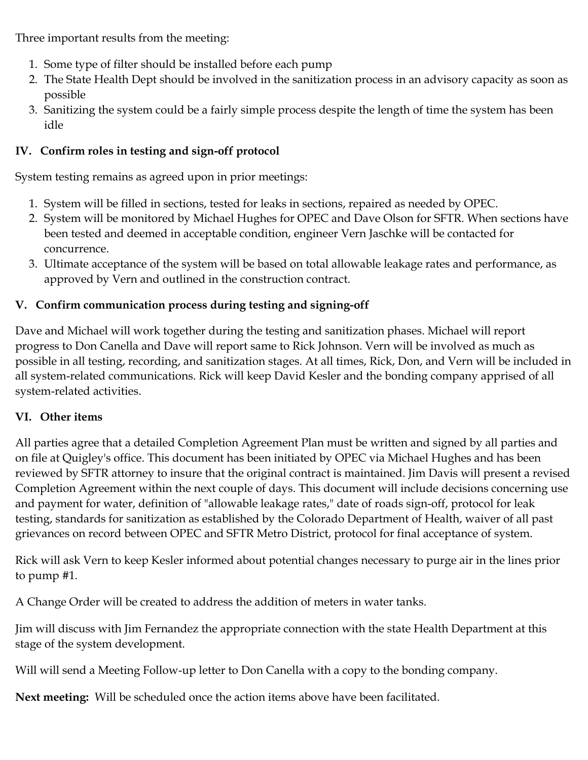Three important results from the meeting:

1. Some type of filter should be installed before each pump
2. The State Health Dept should be involved in the sanitization process in an advisory capacity as soon as possible
3. Sanitizing the system could be a fairly simple process despite the length of time the system has been idle

## IV. Confirm roles in testing and sign-off protocol

System testing remains as agreed upon in prior meetings:

1. System will be filled in sections, tested for leaks in sections, repaired as needed by OPEC.
2. System will be monitored by Michael Hughes for OPEC and Dave Olson for SFTR. When sections have been tested and deemed in acceptable condition, engineer Vern Jaschke will be contacted for concurrence.
3. Ultimate acceptance of the system will be based on total allowable leakage rates and performance, as approved by Vern and outlined in the construction contract.

## V. Confirm communication process during testing and signing-off

Dave and Michael will work together during the testing and sanitization phases. Michael will report progress to Don Canella and Dave will report same to Rick Johnson. Vern will be involved as much as possible in all testing, recording, and sanitization stages. At all times, Rick, Don, and Vern will be included in all system-related communications. Rick will keep David Kesler and the bonding company apprised of all system-related activities.

## VI. Other items

All parties agree that a detailed Completion Agreement Plan must be written and signed by all parties and on file at Quigley's office. This document has been initiated by OPEC via Michael Hughes and has been reviewed by SFTR attorney to insure that the original contract is maintained. Jim Davis will present a revised Completion Agreement within the next couple of days. This document will include decisions concerning use and payment for water, definition of "allowable leakage rates," date of roads sign-off, protocol for leak testing, standards for sanitization as established by the Colorado Department of Health, waiver of all past grievances on record between OPEC and SFTR Metro District, protocol for final acceptance of system.

Rick will ask Vern to keep Kesler informed about potential changes necessary to purge air in the lines prior to pump #1.

A Change Order will be created to address the addition of meters in water tanks.

Jim will discuss with Jim Fernandez the appropriate connection with the state Health Department at this stage of the system development.

Will will send a Meeting Follow-up letter to Don Canella with a copy to the bonding company.

**Next meeting:** Will be scheduled once the action items above have been facilitated.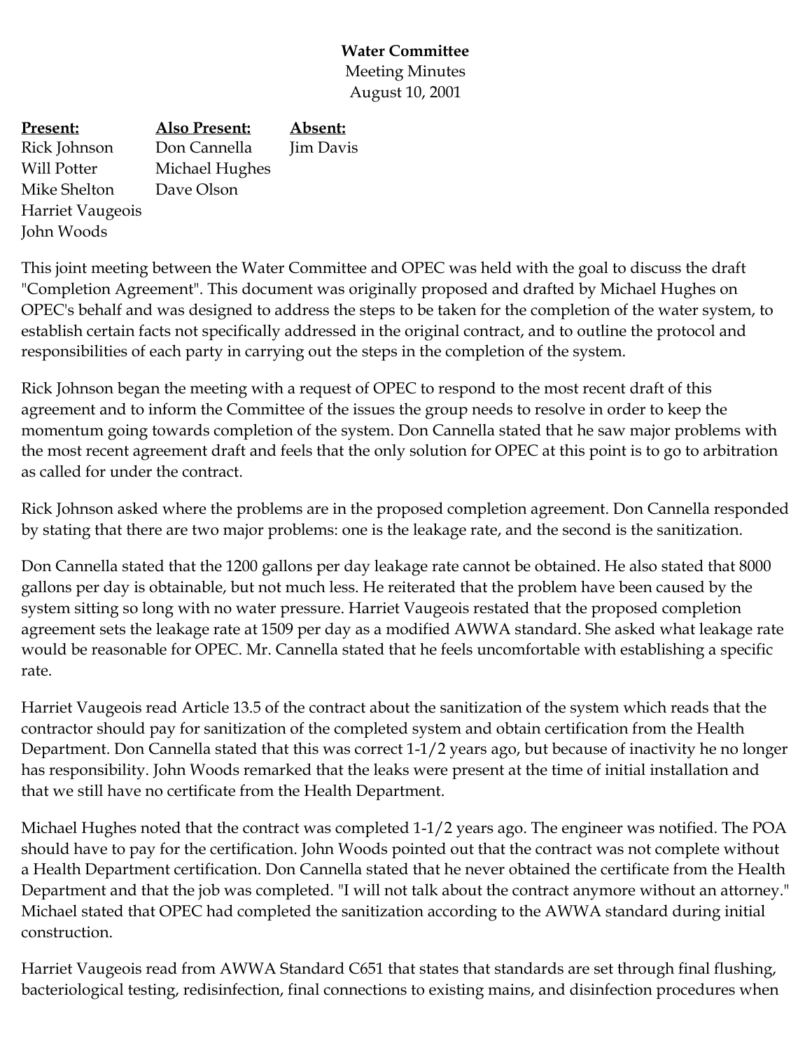**Water Committee**
Meeting Minutes
August 10, 2001

| **Present:** | **Also Present:** | **Absent:** |
|---|---|---|
| Rick Johnson | Don Cannella | Jim Davis |
| Will Potter | Michael Hughes | |
| Mike Shelton | Dave Olson | |
| Harriet Vaugeois | | |
| John Woods | | |

This joint meeting between the Water Committee and OPEC was held with the goal to discuss the draft "Completion Agreement". This document was originally proposed and drafted by Michael Hughes on OPEC's behalf and was designed to address the steps to be taken for the completion of the water system, to establish certain facts not specifically addressed in the original contract, and to outline the protocol and responsibilities of each party in carrying out the steps in the completion of the system.

Rick Johnson began the meeting with a request of OPEC to respond to the most recent draft of this agreement and to inform the Committee of the issues the group needs to resolve in order to keep the momentum going towards completion of the system. Don Cannella stated that he saw major problems with the most recent agreement draft and feels that the only solution for OPEC at this point is to go to arbitration as called for under the contract.

Rick Johnson asked where the problems are in the proposed completion agreement. Don Cannella responded by stating that there are two major problems: one is the leakage rate, and the second is the sanitization.

Don Cannella stated that the 1200 gallons per day leakage rate cannot be obtained. He also stated that 8000 gallons per day is obtainable, but not much less. He reiterated that the problem have been caused by the system sitting so long with no water pressure. Harriet Vaugeois restated that the proposed completion agreement sets the leakage rate at 1509 per day as a modified AWWA standard. She asked what leakage rate would be reasonable for OPEC. Mr. Cannella stated that he feels uncomfortable with establishing a specific rate.

Harriet Vaugeois read Article 13.5 of the contract about the sanitization of the system which reads that the contractor should pay for sanitization of the completed system and obtain certification from the Health Department. Don Cannella stated that this was correct 1-1/2 years ago, but because of inactivity he no longer has responsibility. John Woods remarked that the leaks were present at the time of initial installation and that we still have no certificate from the Health Department.

Michael Hughes noted that the contract was completed 1-1/2 years ago. The engineer was notified. The POA should have to pay for the certification. John Woods pointed out that the contract was not complete without a Health Department certification. Don Cannella stated that he never obtained the certificate from the Health Department and that the job was completed. "I will not talk about the contract anymore without an attorney." Michael stated that OPEC had completed the sanitization according to the AWWA standard during initial construction.

Harriet Vaugeois read from AWWA Standard C651 that states that standards are set through final flushing, bacteriological testing, redisinfection, final connections to existing mains, and disinfection procedures when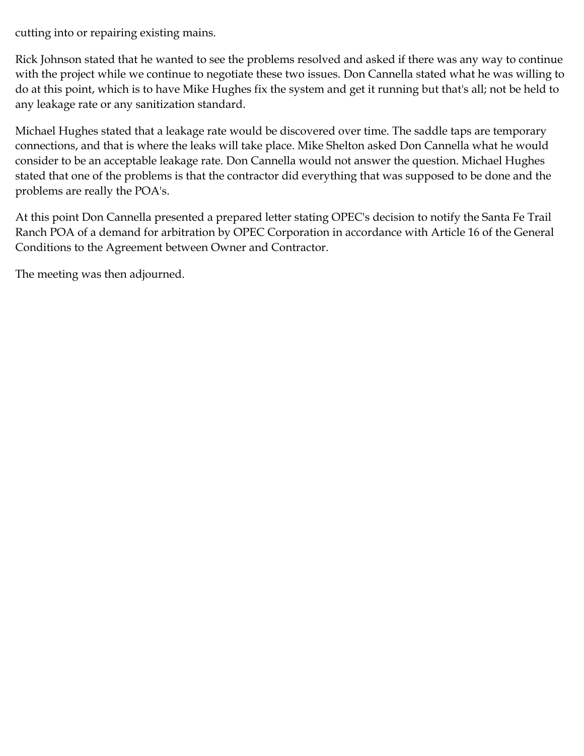cutting into or repairing existing mains.

Rick Johnson stated that he wanted to see the problems resolved and asked if there was any way to continue with the project while we continue to negotiate these two issues. Don Cannella stated what he was willing to do at this point, which is to have Mike Hughes fix the system and get it running but that's all; not be held to any leakage rate or any sanitization standard.

Michael Hughes stated that a leakage rate would be discovered over time. The saddle taps are temporary connections, and that is where the leaks will take place. Mike Shelton asked Don Cannella what he would consider to be an acceptable leakage rate. Don Cannella would not answer the question. Michael Hughes stated that one of the problems is that the contractor did everything that was supposed to be done and the problems are really the POA's.

At this point Don Cannella presented a prepared letter stating OPEC's decision to notify the Santa Fe Trail Ranch POA of a demand for arbitration by OPEC Corporation in accordance with Article 16 of the General Conditions to the Agreement between Owner and Contractor.

The meeting was then adjourned.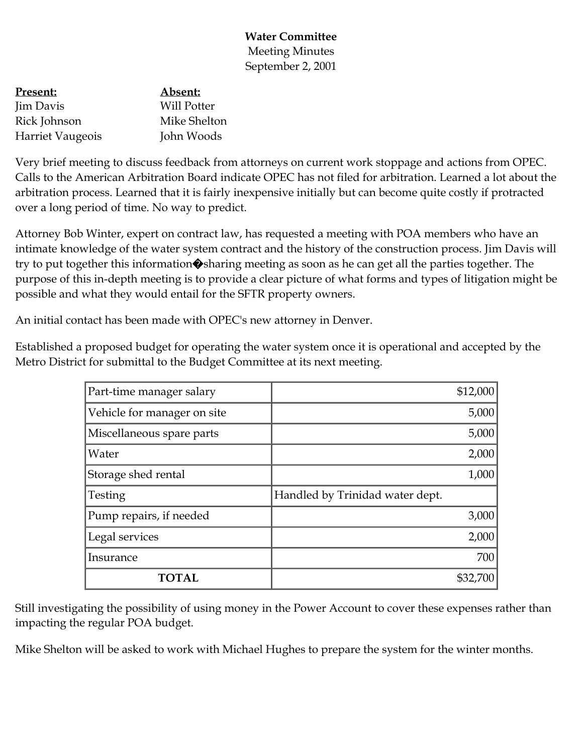**Water Committee**
Meeting Minutes
September 2, 2001

| **Present:** | **Absent:** |
|---|---|
| Jim Davis | Will Potter |
| Rick Johnson | Mike Shelton |
| Harriet Vaugeois | John Woods |

Very brief meeting to discuss feedback from attorneys on current work stoppage and actions from OPEC. Calls to the American Arbitration Board indicate OPEC has not filed for arbitration. Learned a lot about the arbitration process. Learned that it is fairly inexpensive initially but can become quite costly if protracted over a long period of time. No way to predict.

Attorney Bob Winter, expert on contract law, has requested a meeting with POA members who have an intimate knowledge of the water system contract and the history of the construction process. Jim Davis will try to put together this information�sharing meeting as soon as he can get all the parties together. The purpose of this in-depth meeting is to provide a clear picture of what forms and types of litigation might be possible and what they would entail for the SFTR property owners.

An initial contact has been made with OPEC's new attorney in Denver.

Established a proposed budget for operating the water system once it is operational and accepted by the Metro District for submittal to the Budget Committee at its next meeting.

| | |
|---|---|
| Part-time manager salary | $12,000 |
| Vehicle for manager on site | 5,000 |
| Miscellaneous spare parts | 5,000 |
| Water | 2,000 |
| Storage shed rental | 1,000 |
| Testing | Handled by Trinidad water dept. |
| Pump repairs, if needed | 3,000 |
| Legal services | 2,000 |
| Insurance | 700 |
| **TOTAL** | $32,700 |

Still investigating the possibility of using money in the Power Account to cover these expenses rather than impacting the regular POA budget.

Mike Shelton will be asked to work with Michael Hughes to prepare the system for the winter months.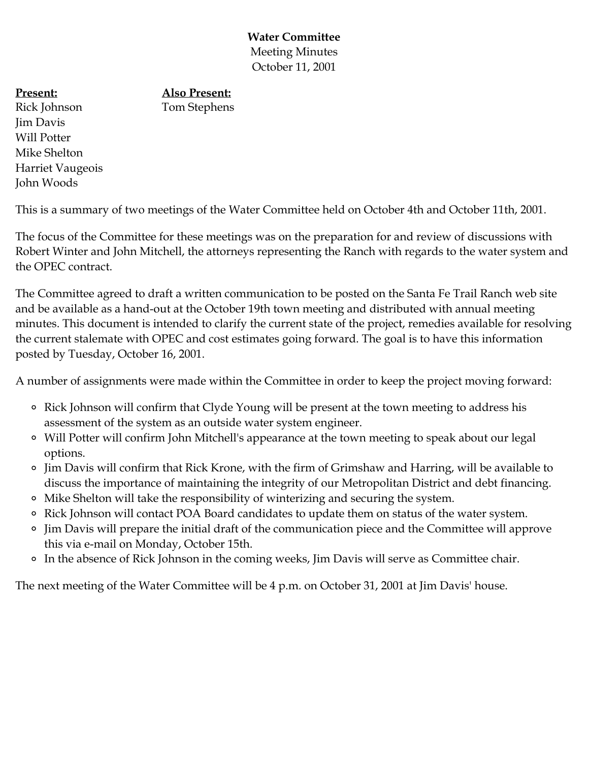**Water Committee**
Meeting Minutes
October 11, 2001

| **Present:** | **Also Present:** |
|---|---|
| Rick Johnson | Tom Stephens |
| Jim Davis | |
| Will Potter | |
| Mike Shelton | |
| Harriet Vaugeois | |
| John Woods | |

This is a summary of two meetings of the Water Committee held on October 4th and October 11th, 2001.

The focus of the Committee for these meetings was on the preparation for and review of discussions with Robert Winter and John Mitchell, the attorneys representing the Ranch with regards to the water system and the OPEC contract.

The Committee agreed to draft a written communication to be posted on the Santa Fe Trail Ranch web site and be available as a hand-out at the October 19th town meeting and distributed with annual meeting minutes. This document is intended to clarify the current state of the project, remedies available for resolving the current stalemate with OPEC and cost estimates going forward. The goal is to have this information posted by Tuesday, October 16, 2001.

A number of assignments were made within the Committee in order to keep the project moving forward:

- Rick Johnson will confirm that Clyde Young will be present at the town meeting to address his assessment of the system as an outside water system engineer.
- Will Potter will confirm John Mitchell's appearance at the town meeting to speak about our legal options.
- Jim Davis will confirm that Rick Krone, with the firm of Grimshaw and Harring, will be available to discuss the importance of maintaining the integrity of our Metropolitan District and debt financing.
- Mike Shelton will take the responsibility of winterizing and securing the system.
- Rick Johnson will contact POA Board candidates to update them on status of the water system.
- Jim Davis will prepare the initial draft of the communication piece and the Committee will approve this via e-mail on Monday, October 15th.
- In the absence of Rick Johnson in the coming weeks, Jim Davis will serve as Committee chair.

The next meeting of the Water Committee will be 4 p.m. on October 31, 2001 at Jim Davis' house.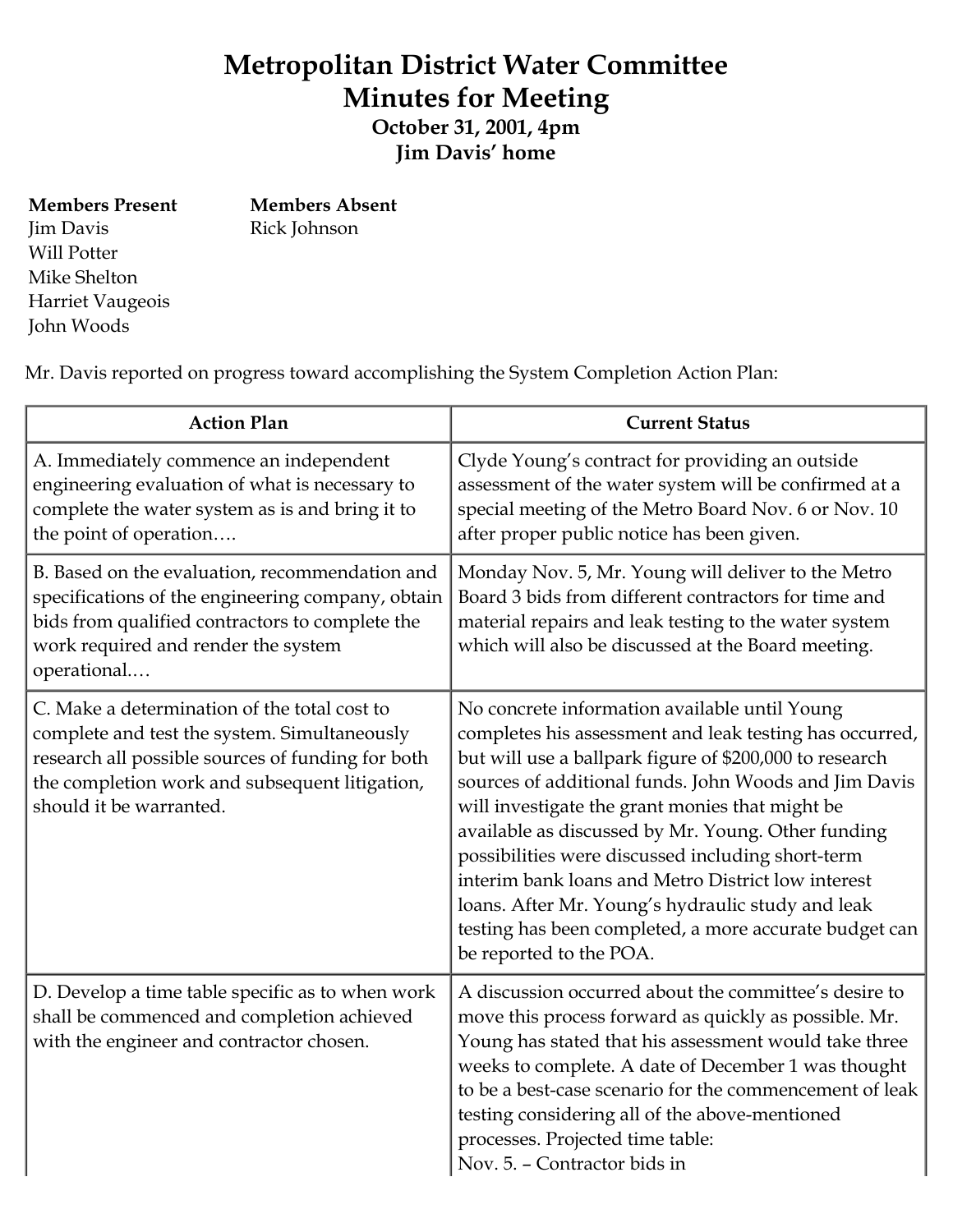# Metropolitan District Water Committee
## Minutes for Meeting

**October 31, 2001, 4pm**
**Jim Davis' home**

| **Members Present** | **Members Absent** |
|---|---|
| Jim Davis | Rick Johnson |
| Will Potter | |
| Mike Shelton | |
| Harriet Vaugeois | |
| John Woods | |

Mr. Davis reported on progress toward accomplishing the System Completion Action Plan:

| Action Plan | Current Status |
|---|---|
| A. Immediately commence an independent engineering evaluation of what is necessary to complete the water system as is and bring it to the point of operation…. | Clyde Young's contract for providing an outside assessment of the water system will be confirmed at a special meeting of the Metro Board Nov. 6 or Nov. 10 after proper public notice has been given. |
| B. Based on the evaluation, recommendation and specifications of the engineering company, obtain bids from qualified contractors to complete the work required and render the system operational.… | Monday Nov. 5, Mr. Young will deliver to the Metro Board 3 bids from different contractors for time and material repairs and leak testing to the water system which will also be discussed at the Board meeting. |
| C. Make a determination of the total cost to complete and test the system. Simultaneously research all possible sources of funding for both the completion work and subsequent litigation, should it be warranted. | No concrete information available until Young completes his assessment and leak testing has occurred, but will use a ballpark figure of $200,000 to research sources of additional funds. John Woods and Jim Davis will investigate the grant monies that might be available as discussed by Mr. Young. Other funding possibilities were discussed including short-term interim bank loans and Metro District low interest loans. After Mr. Young's hydraulic study and leak testing has been completed, a more accurate budget can be reported to the POA. |
| D. Develop a time table specific as to when work shall be commenced and completion achieved with the engineer and contractor chosen. | A discussion occurred about the committee's desire to move this process forward as quickly as possible. Mr. Young has stated that his assessment would take three weeks to complete. A date of December 1 was thought to be a best-case scenario for the commencement of leak testing considering all of the above-mentioned processes. Projected time table:<br>Nov. 5. – Contractor bids in |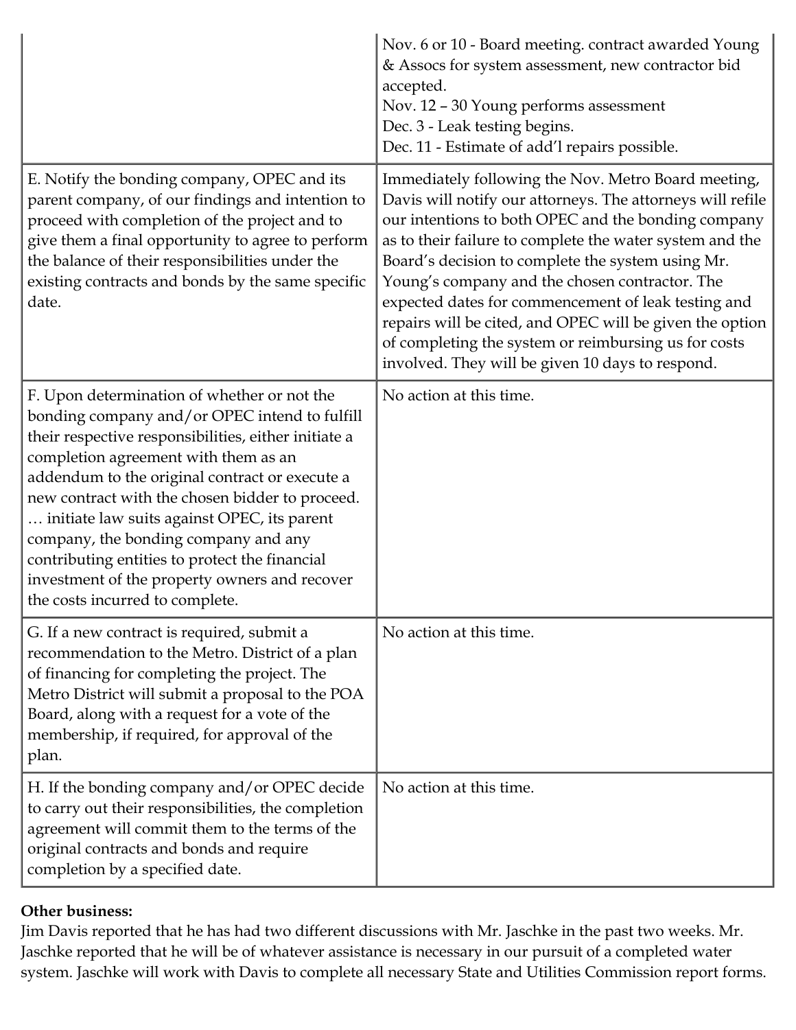| | |
|---|---|
| | Nov. 6 or 10 - Board meeting. contract awarded Young & Assocs for system assessment, new contractor bid accepted.<br>Nov. 12 – 30 Young performs assessment<br>Dec. 3 - Leak testing begins.<br>Dec. 11 - Estimate of add'l repairs possible. |
| E. Notify the bonding company, OPEC and its parent company, of our findings and intention to proceed with completion of the project and to give them a final opportunity to agree to perform the balance of their responsibilities under the existing contracts and bonds by the same specific date. | Immediately following the Nov. Metro Board meeting, Davis will notify our attorneys. The attorneys will refile our intentions to both OPEC and the bonding company as to their failure to complete the water system and the Board's decision to complete the system using Mr. Young's company and the chosen contractor. The expected dates for commencement of leak testing and repairs will be cited, and OPEC will be given the option of completing the system or reimbursing us for costs involved. They will be given 10 days to respond. |
| F. Upon determination of whether or not the bonding company and/or OPEC intend to fulfill their respective responsibilities, either initiate a completion agreement with them as an addendum to the original contract or execute a new contract with the chosen bidder to proceed. … initiate law suits against OPEC, its parent company, the bonding company and any contributing entities to protect the financial investment of the property owners and recover the costs incurred to complete. | No action at this time. |
| G. If a new contract is required, submit a recommendation to the Metro. District of a plan of financing for completing the project. The Metro District will submit a proposal to the POA Board, along with a request for a vote of the membership, if required, for approval of the plan. | No action at this time. |
| H. If the bonding company and/or OPEC decide to carry out their responsibilities, the completion agreement will commit them to the terms of the original contracts and bonds and require completion by a specified date. | No action at this time. |

**Other business:**
Jim Davis reported that he has had two different discussions with Mr. Jaschke in the past two weeks. Mr. Jaschke reported that he will be of whatever assistance is necessary in our pursuit of a completed water system. Jaschke will work with Davis to complete all necessary State and Utilities Commission report forms.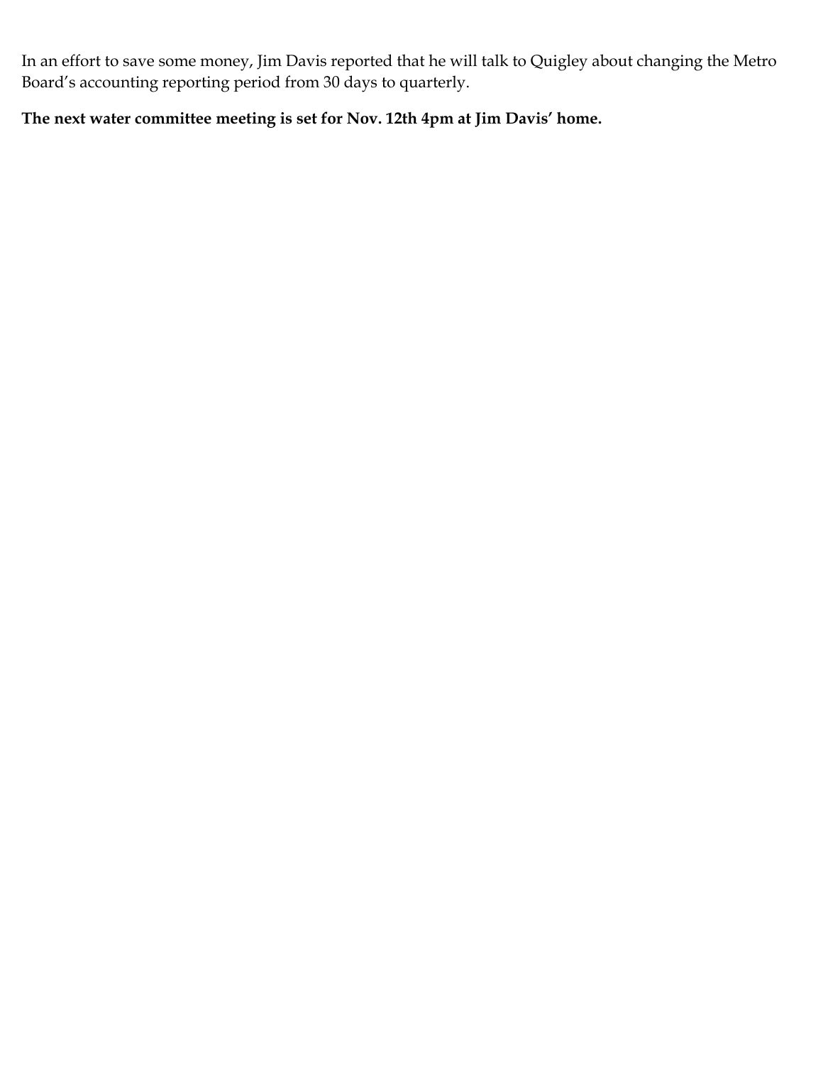In an effort to save some money, Jim Davis reported that he will talk to Quigley about changing the Metro Board's accounting reporting period from 30 days to quarterly.

**The next water committee meeting is set for Nov. 12th 4pm at Jim Davis' home.**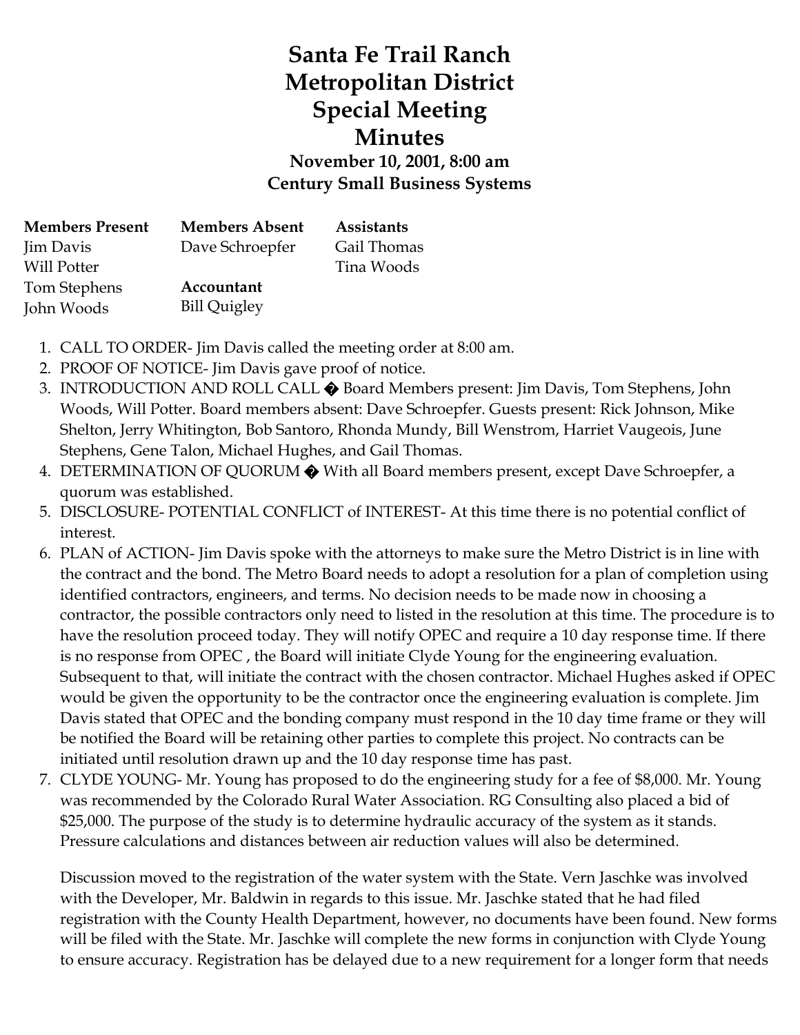# Santa Fe Trail Ranch Metropolitan District Special Meeting Minutes

**November 10, 2001, 8:00 am**
**Century Small Business Systems**

| Members Present | Members Absent | Assistants |
|---|---|---|
| Jim Davis | Dave Schroepfer | Gail Thomas |
| Will Potter | | Tina Woods |
| Tom Stephens | **Accountant** | |
| John Woods | Bill Quigley | |

1. CALL TO ORDER- Jim Davis called the meeting order at 8:00 am.
2. PROOF OF NOTICE- Jim Davis gave proof of notice.
3. INTRODUCTION AND ROLL CALL � Board Members present: Jim Davis, Tom Stephens, John Woods, Will Potter. Board members absent: Dave Schroepfer. Guests present: Rick Johnson, Mike Shelton, Jerry Whitington, Bob Santoro, Rhonda Mundy, Bill Wenstrom, Harriet Vaugeois, June Stephens, Gene Talon, Michael Hughes, and Gail Thomas.
4. DETERMINATION OF QUORUM � With all Board members present, except Dave Schroepfer, a quorum was established.
5. DISCLOSURE- POTENTIAL CONFLICT of INTEREST- At this time there is no potential conflict of interest.
6. PLAN of ACTION- Jim Davis spoke with the attorneys to make sure the Metro District is in line with the contract and the bond. The Metro Board needs to adopt a resolution for a plan of completion using identified contractors, engineers, and terms. No decision needs to be made now in choosing a contractor, the possible contractors only need to listed in the resolution at this time. The procedure is to have the resolution proceed today. They will notify OPEC and require a 10 day response time. If there is no response from OPEC , the Board will initiate Clyde Young for the engineering evaluation. Subsequent to that, will initiate the contract with the chosen contractor. Michael Hughes asked if OPEC would be given the opportunity to be the contractor once the engineering evaluation is complete. Jim Davis stated that OPEC and the bonding company must respond in the 10 day time frame or they will be notified the Board will be retaining other parties to complete this project. No contracts can be initiated until resolution drawn up and the 10 day response time has past.
7. CLYDE YOUNG- Mr. Young has proposed to do the engineering study for a fee of $8,000. Mr. Young was recommended by the Colorado Rural Water Association. RG Consulting also placed a bid of $25,000. The purpose of the study is to determine hydraulic accuracy of the system as it stands. Pressure calculations and distances between air reduction values will also be determined.

   Discussion moved to the registration of the water system with the State. Vern Jaschke was involved with the Developer, Mr. Baldwin in regards to this issue. Mr. Jaschke stated that he had filed registration with the County Health Department, however, no documents have been found. New forms will be filed with the State. Mr. Jaschke will complete the new forms in conjunction with Clyde Young to ensure accuracy. Registration has be delayed due to a new requirement for a longer form that needs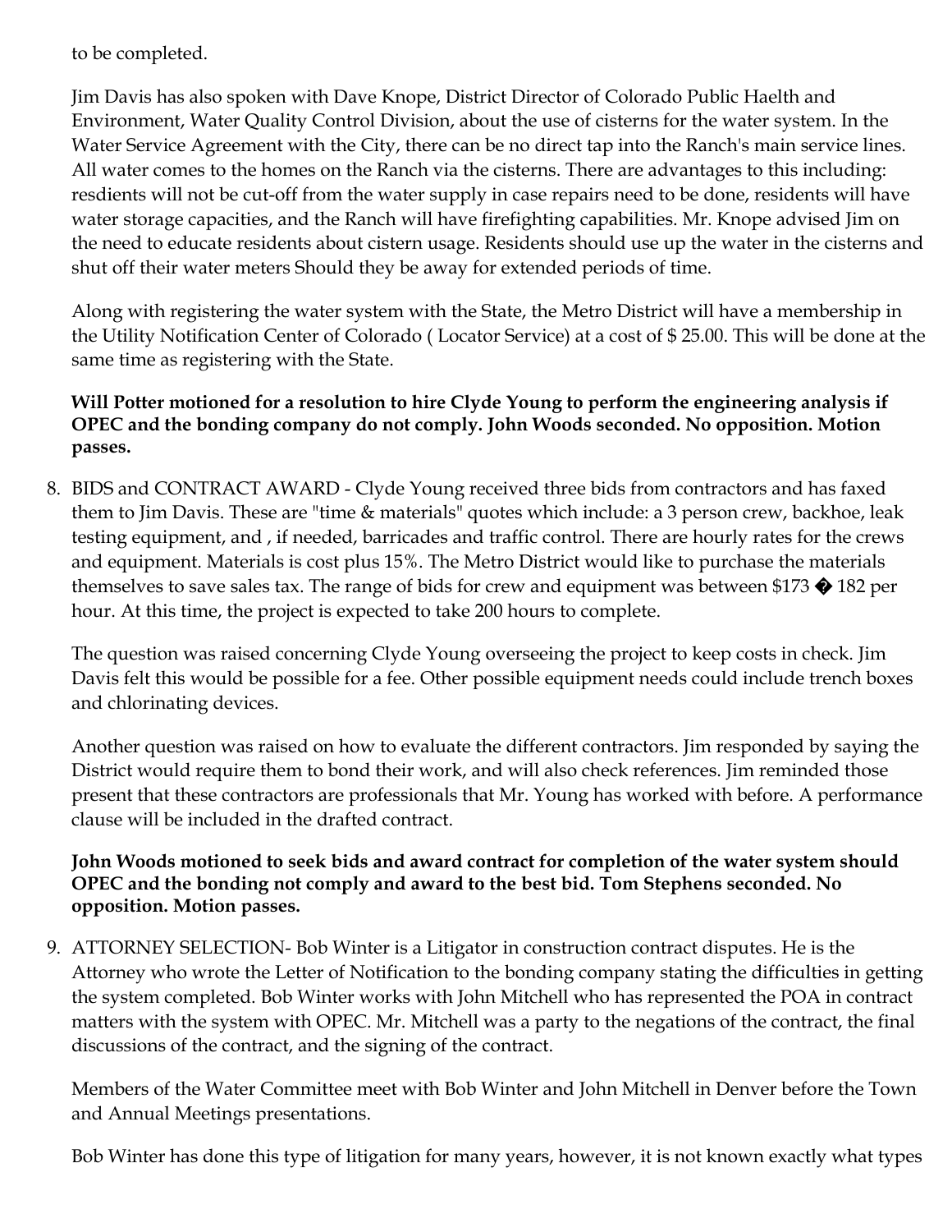to be completed.

Jim Davis has also spoken with Dave Knope, District Director of Colorado Public Haelth and Environment, Water Quality Control Division, about the use of cisterns for the water system. In the Water Service Agreement with the City, there can be no direct tap into the Ranch's main service lines. All water comes to the homes on the Ranch via the cisterns. There are advantages to this including: resdients will not be cut-off from the water supply in case repairs need to be done, residents will have water storage capacities, and the Ranch will have firefighting capabilities. Mr. Knope advised Jim on the need to educate residents about cistern usage. Residents should use up the water in the cisterns and shut off their water meters Should they be away for extended periods of time.

Along with registering the water system with the State, the Metro District will have a membership in the Utility Notification Center of Colorado ( Locator Service) at a cost of $ 25.00. This will be done at the same time as registering with the State.

**Will Potter motioned for a resolution to hire Clyde Young to perform the engineering analysis if OPEC and the bonding company do not comply. John Woods seconded. No opposition. Motion passes.**

8. BIDS and CONTRACT AWARD - Clyde Young received three bids from contractors and has faxed them to Jim Davis. These are "time & materials" quotes which include: a 3 person crew, backhoe, leak testing equipment, and , if needed, barricades and traffic control. There are hourly rates for the crews and equipment. Materials is cost plus 15%. The Metro District would like to purchase the materials themselves to save sales tax. The range of bids for crew and equipment was between $173 � 182 per hour. At this time, the project is expected to take 200 hours to complete.

   The question was raised concerning Clyde Young overseeing the project to keep costs in check. Jim Davis felt this would be possible for a fee. Other possible equipment needs could include trench boxes and chlorinating devices.

   Another question was raised on how to evaluate the different contractors. Jim responded by saying the District would require them to bond their work, and will also check references. Jim reminded those present that these contractors are professionals that Mr. Young has worked with before. A performance clause will be included in the drafted contract.

   **John Woods motioned to seek bids and award contract for completion of the water system should OPEC and the bonding not comply and award to the best bid. Tom Stephens seconded. No opposition. Motion passes.**

9. ATTORNEY SELECTION- Bob Winter is a Litigator in construction contract disputes. He is the Attorney who wrote the Letter of Notification to the bonding company stating the difficulties in getting the system completed. Bob Winter works with John Mitchell who has represented the POA in contract matters with the system with OPEC. Mr. Mitchell was a party to the negations of the contract, the final discussions of the contract, and the signing of the contract.

   Members of the Water Committee meet with Bob Winter and John Mitchell in Denver before the Town and Annual Meetings presentations.

   Bob Winter has done this type of litigation for many years, however, it is not known exactly what types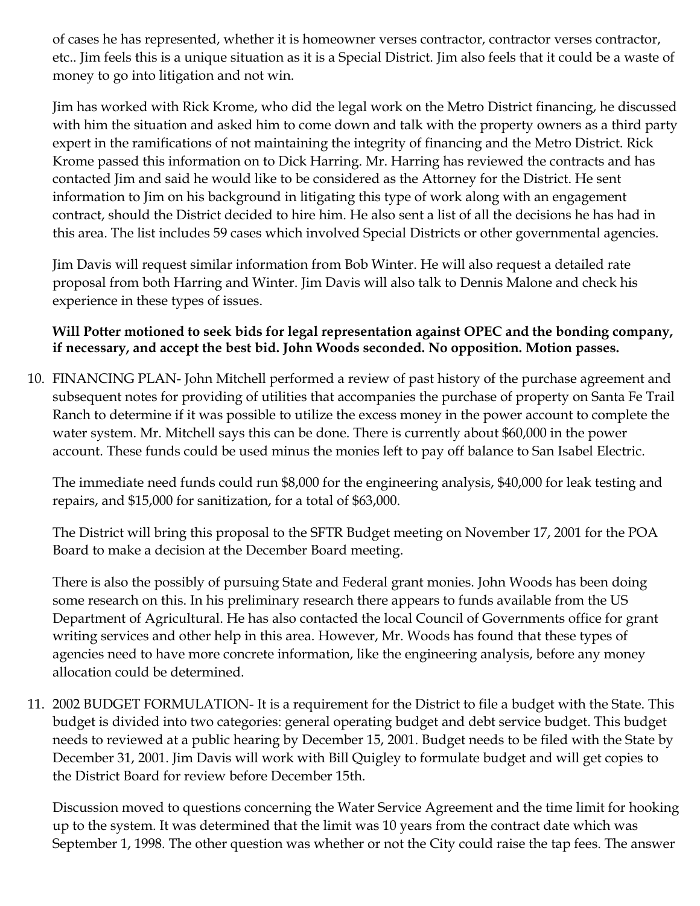of cases he has represented, whether it is homeowner verses contractor, contractor verses contractor, etc.. Jim feels this is a unique situation as it is a Special District. Jim also feels that it could be a waste of money to go into litigation and not win.

Jim has worked with Rick Krome, who did the legal work on the Metro District financing, he discussed with him the situation and asked him to come down and talk with the property owners as a third party expert in the ramifications of not maintaining the integrity of financing and the Metro District. Rick Krome passed this information on to Dick Harring. Mr. Harring has reviewed the contracts and has contacted Jim and said he would like to be considered as the Attorney for the District. He sent information to Jim on his background in litigating this type of work along with an engagement contract, should the District decided to hire him. He also sent a list of all the decisions he has had in this area. The list includes 59 cases which involved Special Districts or other governmental agencies.

Jim Davis will request similar information from Bob Winter. He will also request a detailed rate proposal from both Harring and Winter. Jim Davis will also talk to Dennis Malone and check his experience in these types of issues.

**Will Potter motioned to seek bids for legal representation against OPEC and the bonding company, if necessary, and accept the best bid. John Woods seconded. No opposition. Motion passes.**

10. FINANCING PLAN- John Mitchell performed a review of past history of the purchase agreement and subsequent notes for providing of utilities that accompanies the purchase of property on Santa Fe Trail Ranch to determine if it was possible to utilize the excess money in the power account to complete the water system. Mr. Mitchell says this can be done. There is currently about $60,000 in the power account. These funds could be used minus the monies left to pay off balance to San Isabel Electric.

    The immediate need funds could run $8,000 for the engineering analysis, $40,000 for leak testing and repairs, and $15,000 for sanitization, for a total of $63,000.

    The District will bring this proposal to the SFTR Budget meeting on November 17, 2001 for the POA Board to make a decision at the December Board meeting.

    There is also the possibly of pursuing State and Federal grant monies. John Woods has been doing some research on this. In his preliminary research there appears to funds available from the US Department of Agricultural. He has also contacted the local Council of Governments office for grant writing services and other help in this area. However, Mr. Woods has found that these types of agencies need to have more concrete information, like the engineering analysis, before any money allocation could be determined.

11. 2002 BUDGET FORMULATION- It is a requirement for the District to file a budget with the State. This budget is divided into two categories: general operating budget and debt service budget. This budget needs to reviewed at a public hearing by December 15, 2001. Budget needs to be filed with the State by December 31, 2001. Jim Davis will work with Bill Quigley to formulate budget and will get copies to the District Board for review before December 15th.

    Discussion moved to questions concerning the Water Service Agreement and the time limit for hooking up to the system. It was determined that the limit was 10 years from the contract date which was September 1, 1998. The other question was whether or not the City could raise the tap fees. The answer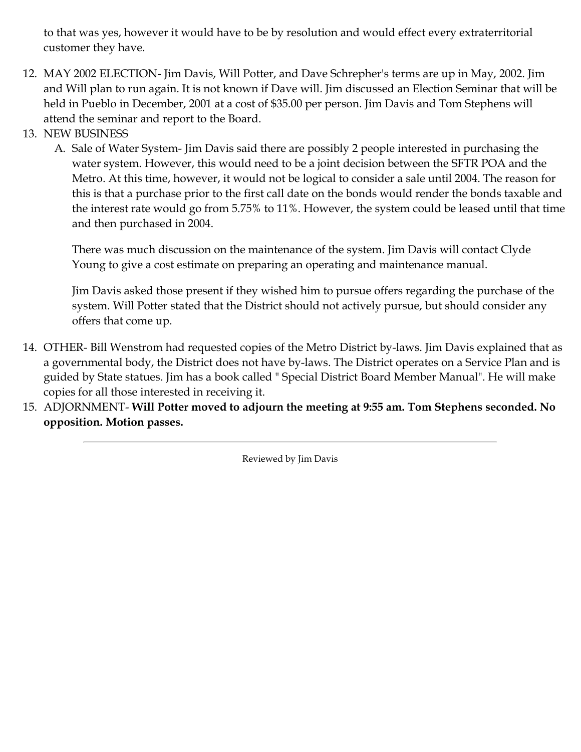to that was yes, however it would have to be by resolution and would effect every extraterritorial customer they have.

12. MAY 2002 ELECTION- Jim Davis, Will Potter, and Dave Schrepher's terms are up in May, 2002. Jim and Will plan to run again. It is not known if Dave will. Jim discussed an Election Seminar that will be held in Pueblo in December, 2001 at a cost of $35.00 per person. Jim Davis and Tom Stephens will attend the seminar and report to the Board.
13. NEW BUSINESS
    A. Sale of Water System- Jim Davis said there are possibly 2 people interested in purchasing the water system. However, this would need to be a joint decision between the SFTR POA and the Metro. At this time, however, it would not be logical to consider a sale until 2004. The reason for this is that a purchase prior to the first call date on the bonds would render the bonds taxable and the interest rate would go from 5.75% to 11%. However, the system could be leased until that time and then purchased in 2004.

       There was much discussion on the maintenance of the system. Jim Davis will contact Clyde Young to give a cost estimate on preparing an operating and maintenance manual.

       Jim Davis asked those present if they wished him to pursue offers regarding the purchase of the system. Will Potter stated that the District should not actively pursue, but should consider any offers that come up.
14. OTHER- Bill Wenstrom had requested copies of the Metro District by-laws. Jim Davis explained that as a governmental body, the District does not have by-laws. The District operates on a Service Plan and is guided by State statues. Jim has a book called " Special District Board Member Manual". He will make copies for all those interested in receiving it.
15. ADJOURNMENT- **Will Potter moved to adjourn the meeting at 9:55 am. Tom Stephens seconded. No opposition. Motion passes.**

---

Reviewed by Jim Davis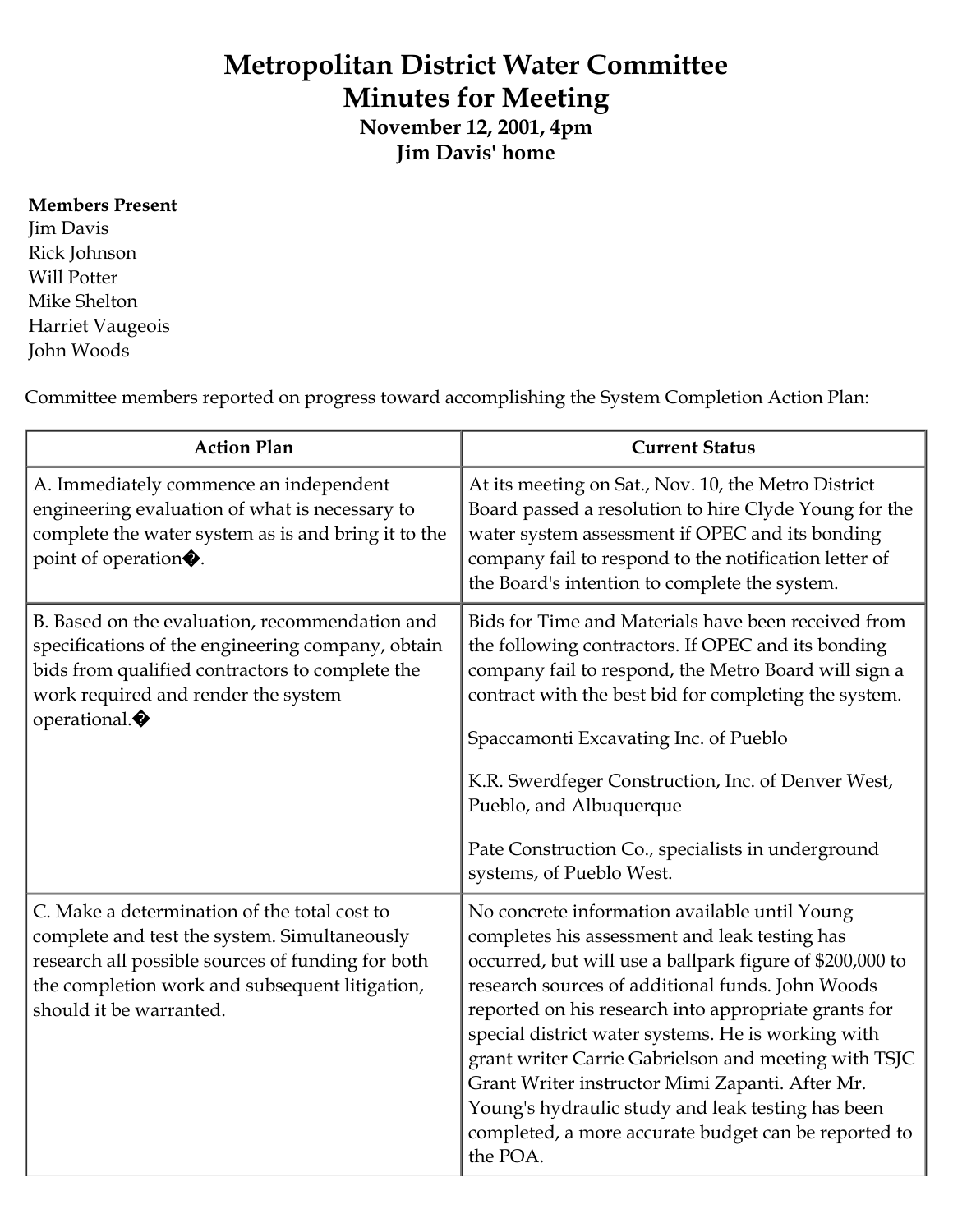# Metropolitan District Water Committee
# Minutes for Meeting
### November 12, 2001, 4pm
### Jim Davis' home

**Members Present**
Jim Davis
Rick Johnson
Will Potter
Mike Shelton
Harriet Vaugeois
John Woods

Committee members reported on progress toward accomplishing the System Completion Action Plan:

| Action Plan | Current Status |
|---|---|
| A. Immediately commence an independent engineering evaluation of what is necessary to complete the water system as is and bring it to the point of operation�. | At its meeting on Sat., Nov. 10, the Metro District Board passed a resolution to hire Clyde Young for the water system assessment if OPEC and its bonding company fail to respond to the notification letter of the Board's intention to complete the system. |
| B. Based on the evaluation, recommendation and specifications of the engineering company, obtain bids from qualified contractors to complete the work required and render the system operational.� | Bids for Time and Materials have been received from the following contractors. If OPEC and its bonding company fail to respond, the Metro Board will sign a contract with the best bid for completing the system.<br><br>Spaccamonti Excavating Inc. of Pueblo<br><br>K.R. Swerdfeger Construction, Inc. of Denver West, Pueblo, and Albuquerque<br><br>Pate Construction Co., specialists in underground systems, of Pueblo West. |
| C. Make a determination of the total cost to complete and test the system. Simultaneously research all possible sources of funding for both the completion work and subsequent litigation, should it be warranted. | No concrete information available until Young completes his assessment and leak testing has occurred, but will use a ballpark figure of $200,000 to research sources of additional funds. John Woods reported on his research into appropriate grants for special district water systems. He is working with grant writer Carrie Gabrielson and meeting with TSJC Grant Writer instructor Mimi Zapanti. After Mr. Young's hydraulic study and leak testing has been completed, a more accurate budget can be reported to the POA. |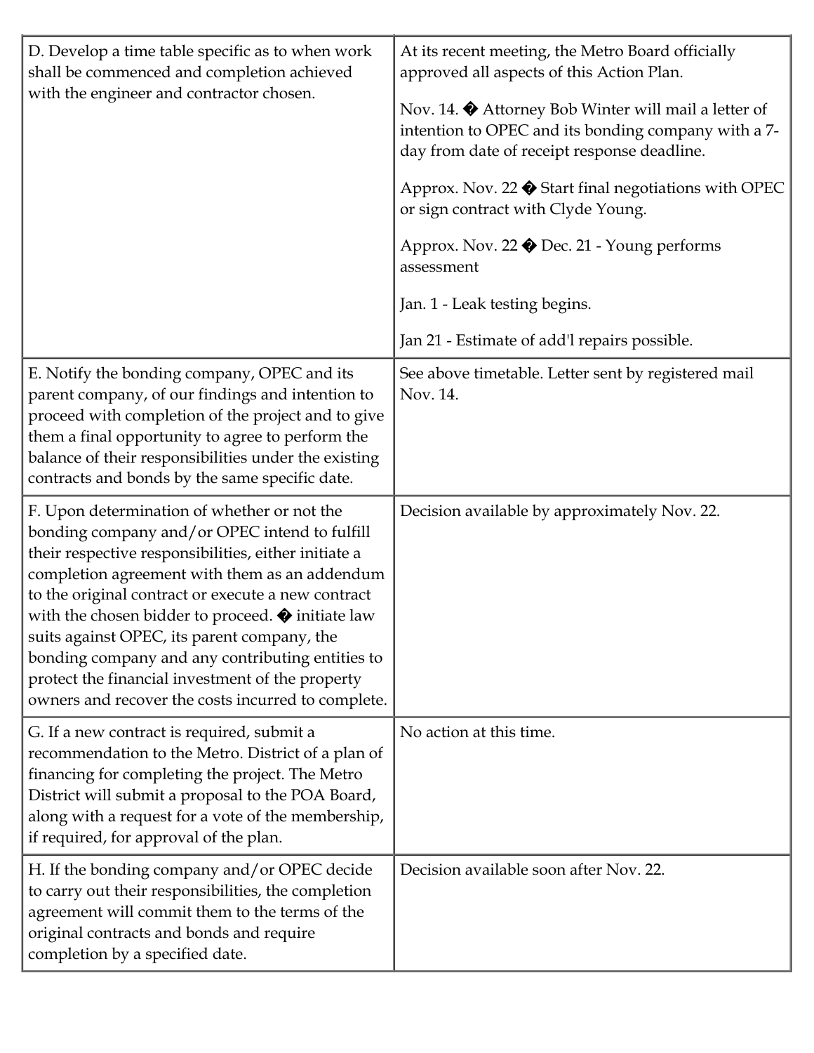| | |
|---|---|
| D. Develop a time table specific as to when work shall be commenced and completion achieved with the engineer and contractor chosen. | At its recent meeting, the Metro Board officially approved all aspects of this Action Plan.<br><br>Nov. 14. � Attorney Bob Winter will mail a letter of intention to OPEC and its bonding company with a 7-day from date of receipt response deadline.<br><br>Approx. Nov. 22 � Start final negotiations with OPEC or sign contract with Clyde Young.<br><br>Approx. Nov. 22 � Dec. 21 - Young performs assessment<br><br>Jan. 1 - Leak testing begins.<br><br>Jan 21 - Estimate of add'l repairs possible. |
| E. Notify the bonding company, OPEC and its parent company, of our findings and intention to proceed with completion of the project and to give them a final opportunity to agree to perform the balance of their responsibilities under the existing contracts and bonds by the same specific date. | See above timetable. Letter sent by registered mail Nov. 14. |
| F. Upon determination of whether or not the bonding company and/or OPEC intend to fulfill their respective responsibilities, either initiate a completion agreement with them as an addendum to the original contract or execute a new contract with the chosen bidder to proceed. � initiate law suits against OPEC, its parent company, the bonding company and any contributing entities to protect the financial investment of the property owners and recover the costs incurred to complete. | Decision available by approximately Nov. 22. |
| G. If a new contract is required, submit a recommendation to the Metro. District of a plan of financing for completing the project. The Metro District will submit a proposal to the POA Board, along with a request for a vote of the membership, if required, for approval of the plan. | No action at this time. |
| H. If the bonding company and/or OPEC decide to carry out their responsibilities, the completion agreement will commit them to the terms of the original contracts and bonds and require completion by a specified date. | Decision available soon after Nov. 22. |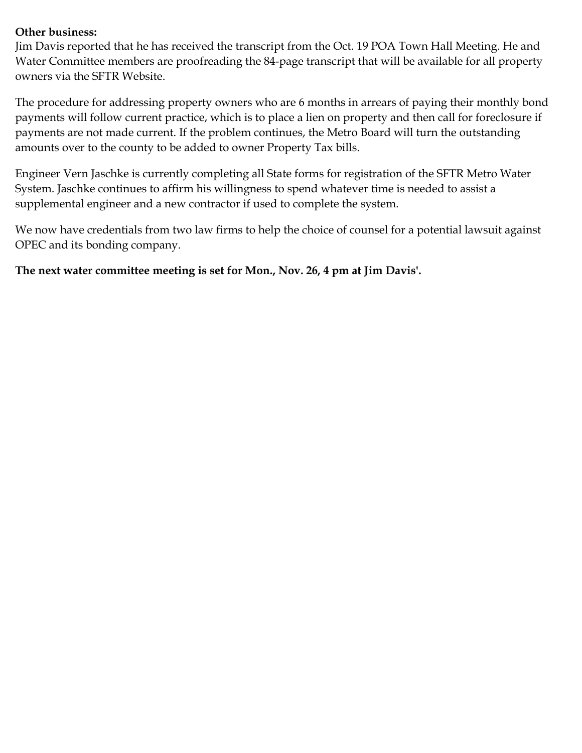**Other business:**

Jim Davis reported that he has received the transcript from the Oct. 19 POA Town Hall Meeting. He and Water Committee members are proofreading the 84-page transcript that will be available for all property owners via the SFTR Website.

The procedure for addressing property owners who are 6 months in arrears of paying their monthly bond payments will follow current practice, which is to place a lien on property and then call for foreclosure if payments are not made current. If the problem continues, the Metro Board will turn the outstanding amounts over to the county to be added to owner Property Tax bills.

Engineer Vern Jaschke is currently completing all State forms for registration of the SFTR Metro Water System. Jaschke continues to affirm his willingness to spend whatever time is needed to assist a supplemental engineer and a new contractor if used to complete the system.

We now have credentials from two law firms to help the choice of counsel for a potential lawsuit against OPEC and its bonding company.

**The next water committee meeting is set for Mon., Nov. 26, 4 pm at Jim Davis'.**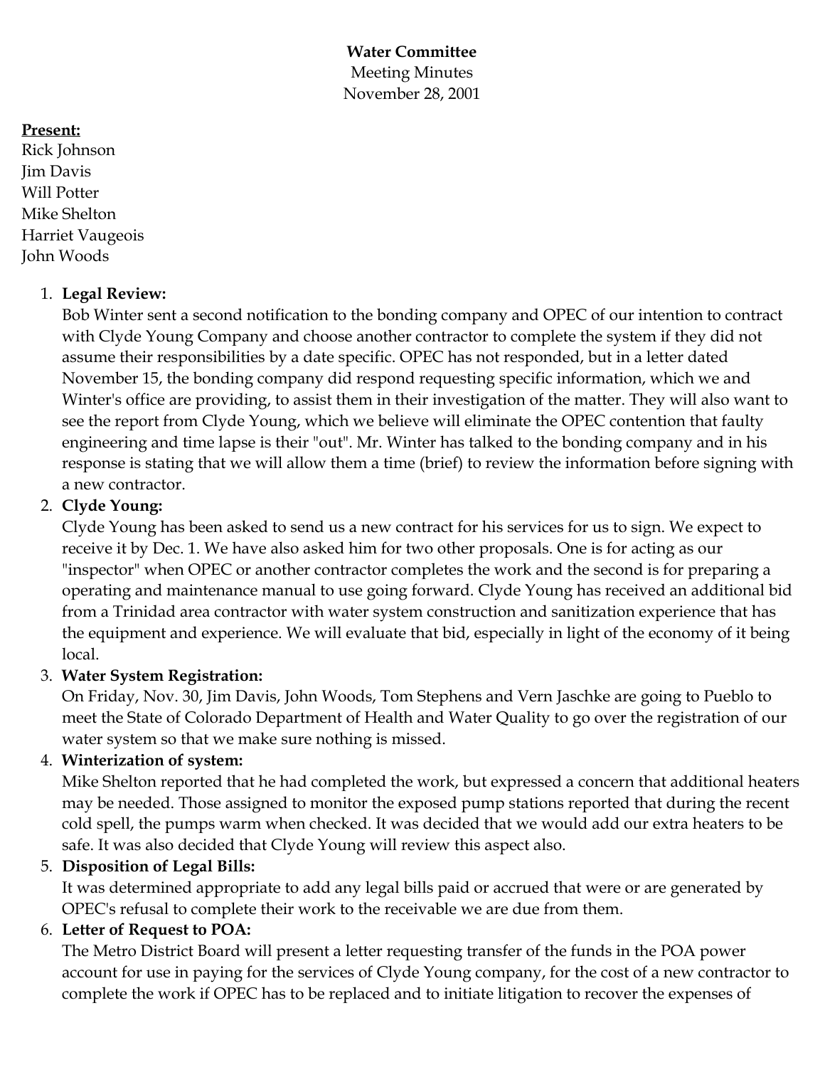**Water Committee**
Meeting Minutes
November 28, 2001

**Present:**
Rick Johnson
Jim Davis
Will Potter
Mike Shelton
Harriet Vaugeois
John Woods

1. **Legal Review:**
   Bob Winter sent a second notification to the bonding company and OPEC of our intention to contract with Clyde Young Company and choose another contractor to complete the system if they did not assume their responsibilities by a date specific. OPEC has not responded, but in a letter dated November 15, the bonding company did respond requesting specific information, which we and Winter's office are providing, to assist them in their investigation of the matter. They will also want to see the report from Clyde Young, which we believe will eliminate the OPEC contention that faulty engineering and time lapse is their "out". Mr. Winter has talked to the bonding company and in his response is stating that we will allow them a time (brief) to review the information before signing with a new contractor.
2. **Clyde Young:**
   Clyde Young has been asked to send us a new contract for his services for us to sign. We expect to receive it by Dec. 1. We have also asked him for two other proposals. One is for acting as our "inspector" when OPEC or another contractor completes the work and the second is for preparing a operating and maintenance manual to use going forward. Clyde Young has received an additional bid from a Trinidad area contractor with water system construction and sanitization experience that has the equipment and experience. We will evaluate that bid, especially in light of the economy of it being local.
3. **Water System Registration:**
   On Friday, Nov. 30, Jim Davis, John Woods, Tom Stephens and Vern Jaschke are going to Pueblo to meet the State of Colorado Department of Health and Water Quality to go over the registration of our water system so that we make sure nothing is missed.
4. **Winterization of system:**
   Mike Shelton reported that he had completed the work, but expressed a concern that additional heaters may be needed. Those assigned to monitor the exposed pump stations reported that during the recent cold spell, the pumps warm when checked. It was decided that we would add our extra heaters to be safe. It was also decided that Clyde Young will review this aspect also.
5. **Disposition of Legal Bills:**
   It was determined appropriate to add any legal bills paid or accrued that were or are generated by OPEC's refusal to complete their work to the receivable we are due from them.
6. **Letter of Request to POA:**
   The Metro District Board will present a letter requesting transfer of the funds in the POA power account for use in paying for the services of Clyde Young company, for the cost of a new contractor to complete the work if OPEC has to be replaced and to initiate litigation to recover the expenses of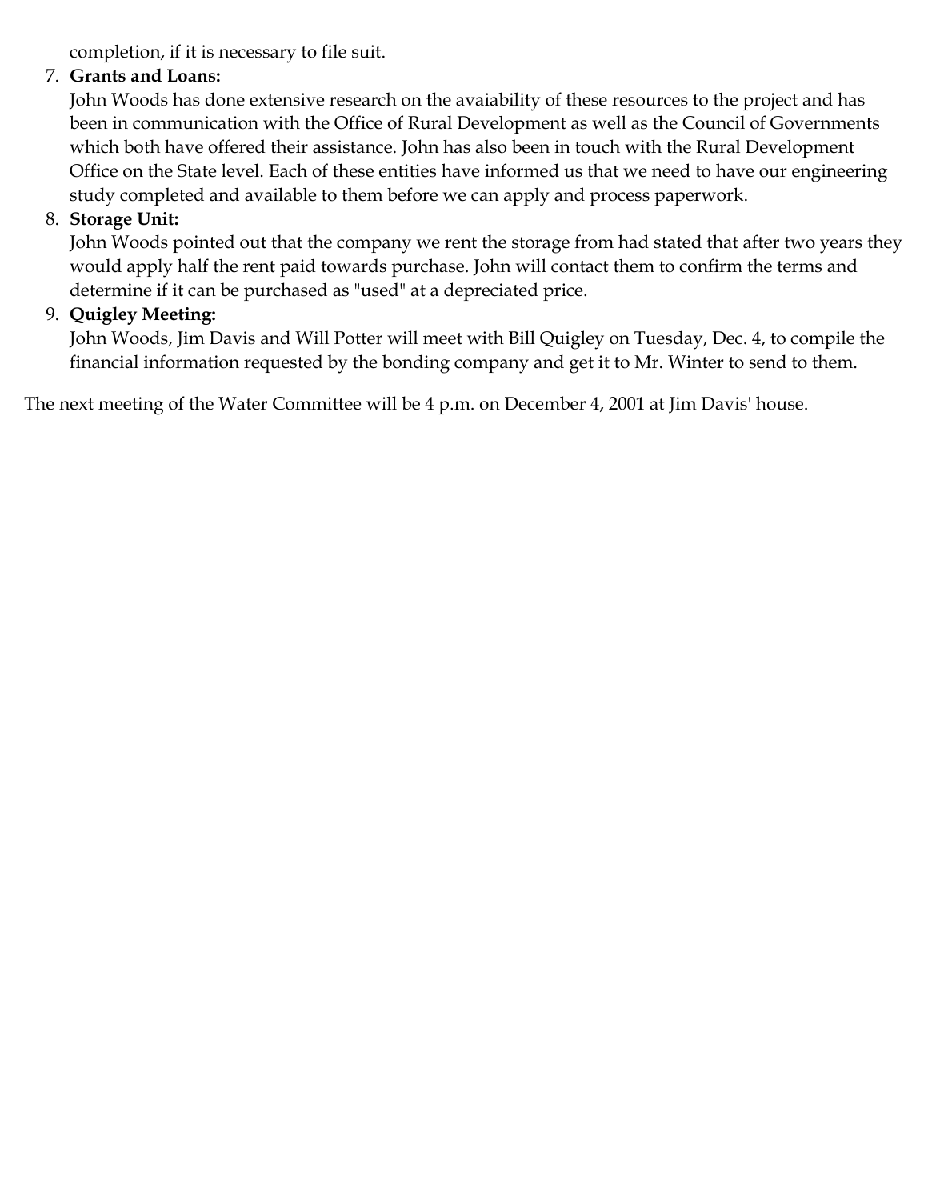completion, if it is necessary to file suit.

7. **Grants and Loans:**
   John Woods has done extensive research on the avaiability of these resources to the project and has been in communication with the Office of Rural Development as well as the Council of Governments which both have offered their assistance. John has also been in touch with the Rural Development Office on the State level. Each of these entities have informed us that we need to have our engineering study completed and available to them before we can apply and process paperwork.
8. **Storage Unit:**
   John Woods pointed out that the company we rent the storage from had stated that after two years they would apply half the rent paid towards purchase. John will contact them to confirm the terms and determine if it can be purchased as "used" at a depreciated price.
9. **Quigley Meeting:**
   John Woods, Jim Davis and Will Potter will meet with Bill Quigley on Tuesday, Dec. 4, to compile the financial information requested by the bonding company and get it to Mr. Winter to send to them.

The next meeting of the Water Committee will be 4 p.m. on December 4, 2001 at Jim Davis' house.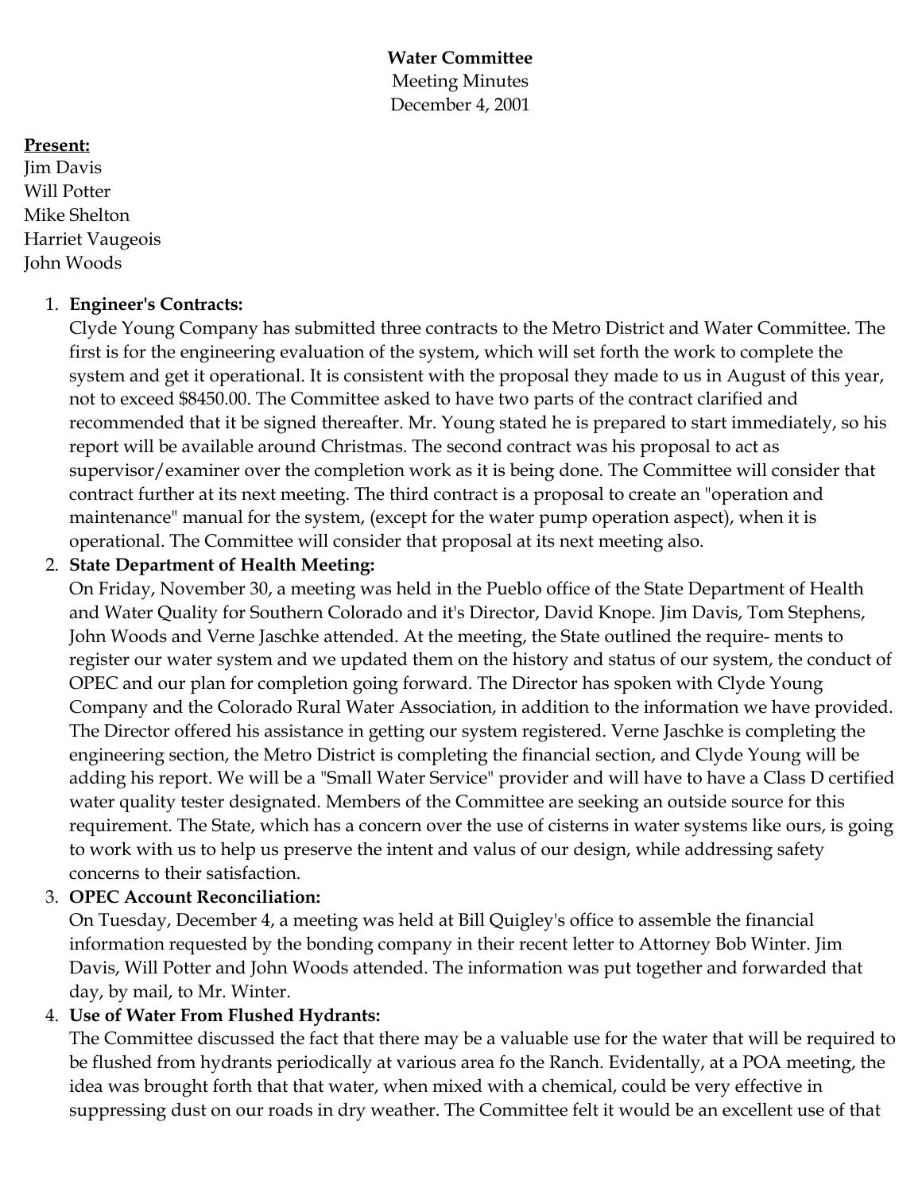**Water Committee**
Meeting Minutes
December 4, 2001

**Present:**
Jim Davis
Will Potter
Mike Shelton
Harriet Vaugeois
John Woods

1. **Engineer's Contracts:**
   Clyde Young Company has submitted three contracts to the Metro District and Water Committee. The first is for the engineering evaluation of the system, which will set forth the work to complete the system and get it operational. It is consistent with the proposal they made to us in August of this year, not to exceed $8450.00. The Committee asked to have two parts of the contract clarified and recommended that it be signed thereafter. Mr. Young stated he is prepared to start immediately, so his report will be available around Christmas. The second contract was his proposal to act as supervisor/examiner over the completion work as it is being done. The Committee will consider that contract further at its next meeting. The third contract is a proposal to create an "operation and maintenance" manual for the system, (except for the water pump operation aspect), when it is operational. The Committee will consider that proposal at its next meeting also.
2. **State Department of Health Meeting:**
   On Friday, November 30, a meeting was held in the Pueblo office of the State Department of Health and Water Quality for Southern Colorado and it's Director, David Knope. Jim Davis, Tom Stephens, John Woods and Verne Jaschke attended. At the meeting, the State outlined the require- ments to register our water system and we updated them on the history and status of our system, the conduct of OPEC and our plan for completion going forward. The Director has spoken with Clyde Young Company and the Colorado Rural Water Association, in addition to the information we have provided. The Director offered his assistance in getting our system registered. Verne Jaschke is completing the engineering section, the Metro District is completing the financial section, and Clyde Young will be adding his report. We will be a "Small Water Service" provider and will have to have a Class D certified water quality tester designated. Members of the Committee are seeking an outside source for this requirement. The State, which has a concern over the use of cisterns in water systems like ours, is going to work with us to help us preserve the intent and valus of our design, while addressing safety concerns to their satisfaction.
3. **OPEC Account Reconciliation:**
   On Tuesday, December 4, a meeting was held at Bill Quigley's office to assemble the financial information requested by the bonding company in their recent letter to Attorney Bob Winter. Jim Davis, Will Potter and John Woods attended. The information was put together and forwarded that day, by mail, to Mr. Winter.
4. **Use of Water From Flushed Hydrants:**
   The Committee discussed the fact that there may be a valuable use for the water that will be required to be flushed from hydrants periodically at various area fo the Ranch. Evidentally, at a POA meeting, the idea was brought forth that that water, when mixed with a chemical, could be very effective in suppressing dust on our roads in dry weather. The Committee felt it would be an excellent use of that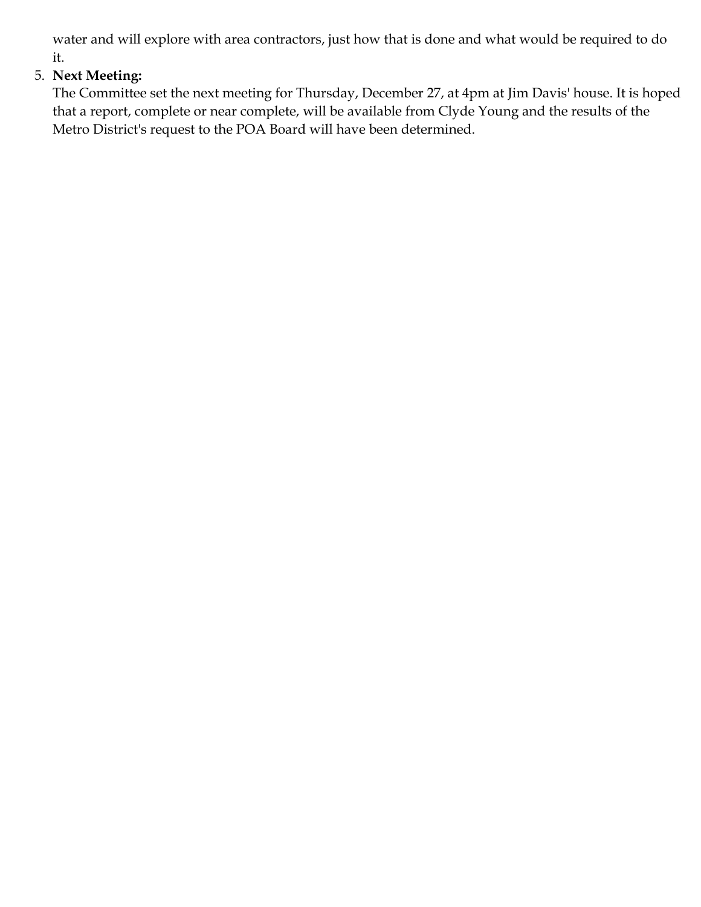water and will explore with area contractors, just how that is done and what would be required to do it.

5. **Next Meeting:**
   The Committee set the next meeting for Thursday, December 27, at 4pm at Jim Davis' house. It is hoped that a report, complete or near complete, will be available from Clyde Young and the results of the Metro District's request to the POA Board will have been determined.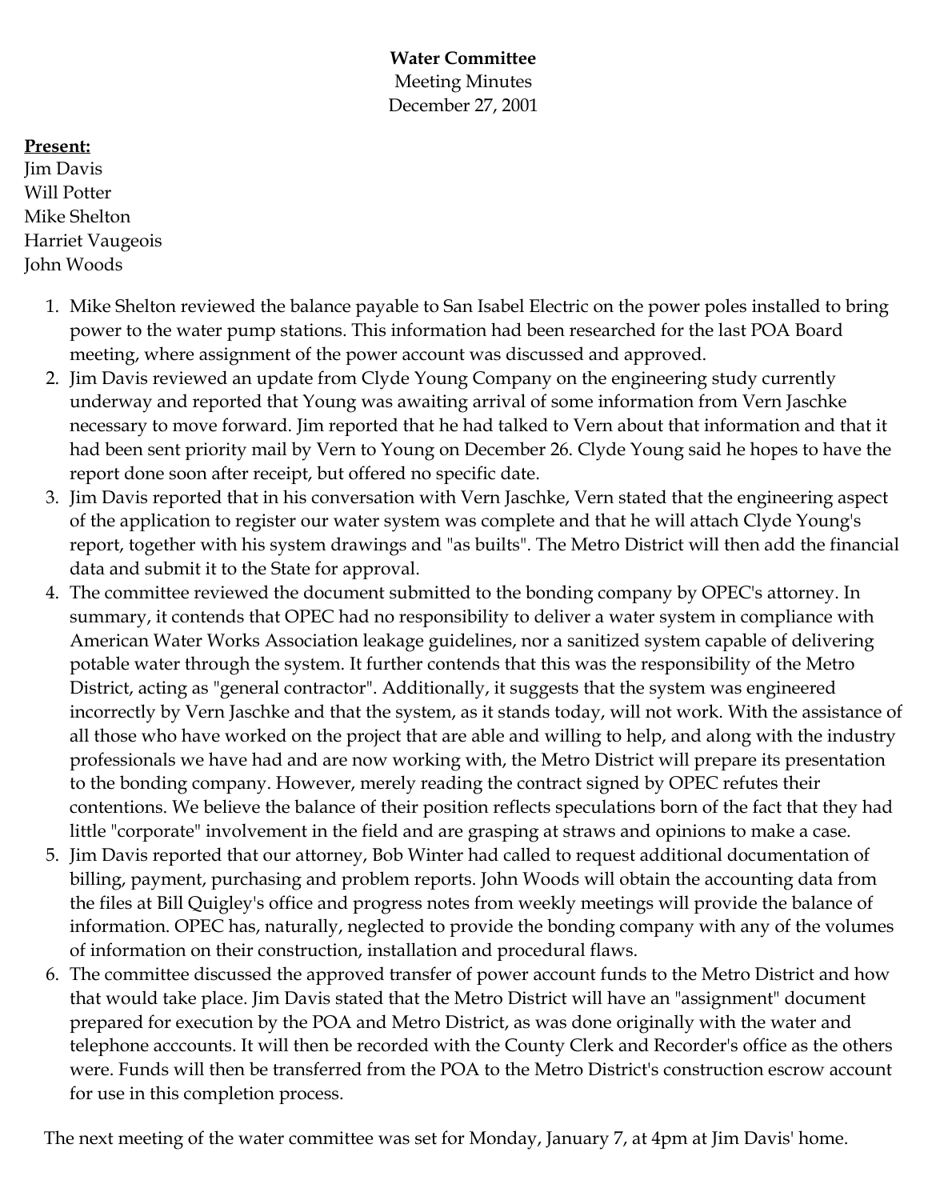**Water Committee**
Meeting Minutes
December 27, 2001

**<u>Present:</u>**
Jim Davis
Will Potter
Mike Shelton
Harriet Vaugeois
John Woods

1. Mike Shelton reviewed the balance payable to San Isabel Electric on the power poles installed to bring power to the water pump stations. This information had been researched for the last POA Board meeting, where assignment of the power account was discussed and approved.
2. Jim Davis reviewed an update from Clyde Young Company on the engineering study currently underway and reported that Young was awaiting arrival of some information from Vern Jaschke necessary to move forward. Jim reported that he had talked to Vern about that information and that it had been sent priority mail by Vern to Young on December 26. Clyde Young said he hopes to have the report done soon after receipt, but offered no specific date.
3. Jim Davis reported that in his conversation with Vern Jaschke, Vern stated that the engineering aspect of the application to register our water system was complete and that he will attach Clyde Young's report, together with his system drawings and "as builts". The Metro District will then add the financial data and submit it to the State for approval.
4. The committee reviewed the document submitted to the bonding company by OPEC's attorney. In summary, it contends that OPEC had no responsibility to deliver a water system in compliance with American Water Works Association leakage guidelines, nor a sanitized system capable of delivering potable water through the system. It further contends that this was the responsibility of the Metro District, acting as "general contractor". Additionally, it suggests that the system was engineered incorrectly by Vern Jaschke and that the system, as it stands today, will not work. With the assistance of all those who have worked on the project that are able and willing to help, and along with the industry professionals we have had and are now working with, the Metro District will prepare its presentation to the bonding company. However, merely reading the contract signed by OPEC refutes their contentions. We believe the balance of their position reflects speculations born of the fact that they had little "corporate" involvement in the field and are grasping at straws and opinions to make a case.
5. Jim Davis reported that our attorney, Bob Winter had called to request additional documentation of billing, payment, purchasing and problem reports. John Woods will obtain the accounting data from the files at Bill Quigley's office and progress notes from weekly meetings will provide the balance of information. OPEC has, naturally, neglected to provide the bonding company with any of the volumes of information on their construction, installation and procedural flaws.
6. The committee discussed the approved transfer of power account funds to the Metro District and how that would take place. Jim Davis stated that the Metro District will have an "assignment" document prepared for execution by the POA and Metro District, as was done originally with the water and telephone acccounts. It will then be recorded with the County Clerk and Recorder's office as the others were. Funds will then be transferred from the POA to the Metro District's construction escrow account for use in this completion process.

The next meeting of the water committee was set for Monday, January 7, at 4pm at Jim Davis' home.